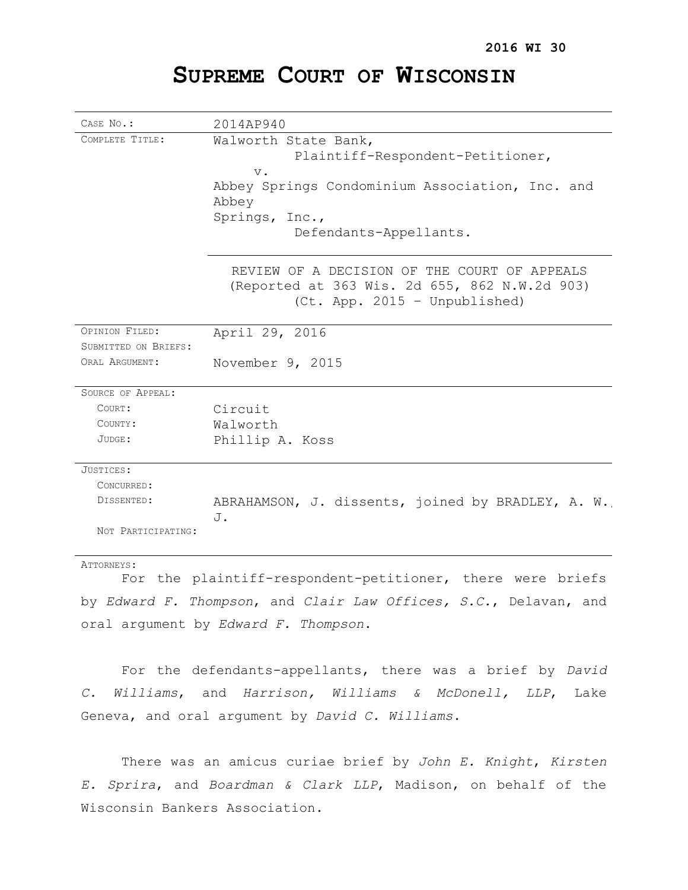**2016 WI 30**

# SUPREME COURT OF WISCONSIN

| | |
|---|---|
| CASE NO.: | 2014AP940 |
| COMPLETE TITLE: | Walworth State Bank,<br>Plaintiff-Respondent-Petitioner,<br>v.<br>Abbey Springs Condominium Association, Inc. and Abbey Springs, Inc.,<br>Defendants-Appellants. |
| | REVIEW OF A DECISION OF THE COURT OF APPEALS<br>(Reported at 363 Wis. 2d 655, 862 N.W.2d 903)<br>(Ct. App. 2015 – Unpublished) |
| OPINION FILED: | April 29, 2016 |
| SUBMITTED ON BRIEFS: | |
| ORAL ARGUMENT: | November 9, 2015 |
| SOURCE OF APPEAL: | |
| COURT: | Circuit |
| COUNTY: | Walworth |
| JUDGE: | Phillip A. Koss |
| JUSTICES: | |
| CONCURRED: | |
| DISSENTED: | ABRAHAMSON, J. dissents, joined by BRADLEY, A. W., J. |
| NOT PARTICIPATING: | |

ATTORNEYS:

For the plaintiff-respondent-petitioner, there were briefs by *Edward F. Thompson*, and *Clair Law Offices, S.C.*, Delavan, and oral argument by *Edward F. Thompson*.

For the defendants-appellants, there was a brief by *David C. Williams*, and *Harrison, Williams & McDonell, LLP*, Lake Geneva, and oral argument by *David C. Williams*.

There was an amicus curiae brief by *John E. Knight*, *Kirsten E. Sprira*, and *Boardman & Clark LLP*, Madison, on behalf of the Wisconsin Bankers Association.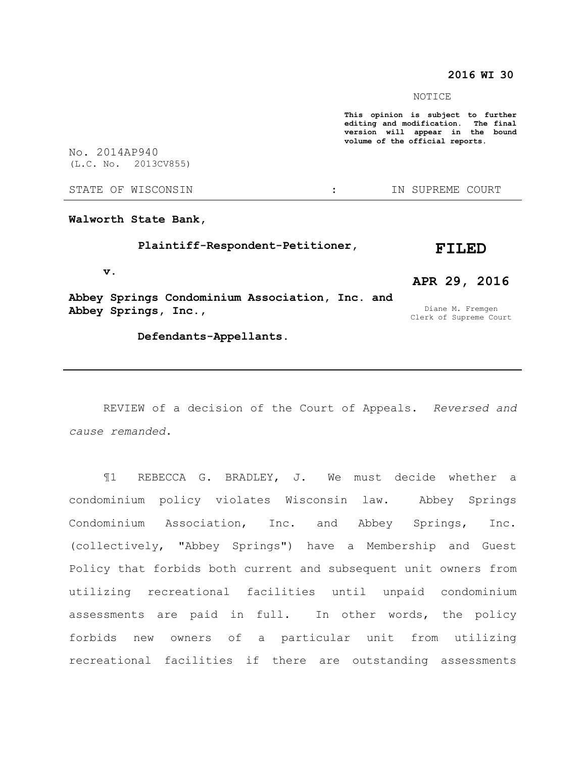**2016 WI 30**

NOTICE

**This opinion is subject to further editing and modification. The final version will appear in the bound volume of the official reports.**

No. 2014AP940
(L.C. No. 2013CV855)

STATE OF WISCONSIN : IN SUPREME COURT

---

**Walworth State Bank,**

**Plaintiff-Respondent-Petitioner,**

**v.**

**Abbey Springs Condominium Association, Inc. and Abbey Springs, Inc.,**

**Defendants-Appellants.**

**FILED**

**APR 29, 2016**

Diane M. Fremgen
Clerk of Supreme Court

---

REVIEW of a decision of the Court of Appeals. *Reversed and cause remanded*.

¶1 REBECCA G. BRADLEY, J. We must decide whether a condominium policy violates Wisconsin law. Abbey Springs Condominium Association, Inc. and Abbey Springs, Inc. (collectively, "Abbey Springs") have a Membership and Guest Policy that forbids both current and subsequent unit owners from utilizing recreational facilities until unpaid condominium assessments are paid in full. In other words, the policy forbids new owners of a particular unit from utilizing recreational facilities if there are outstanding assessments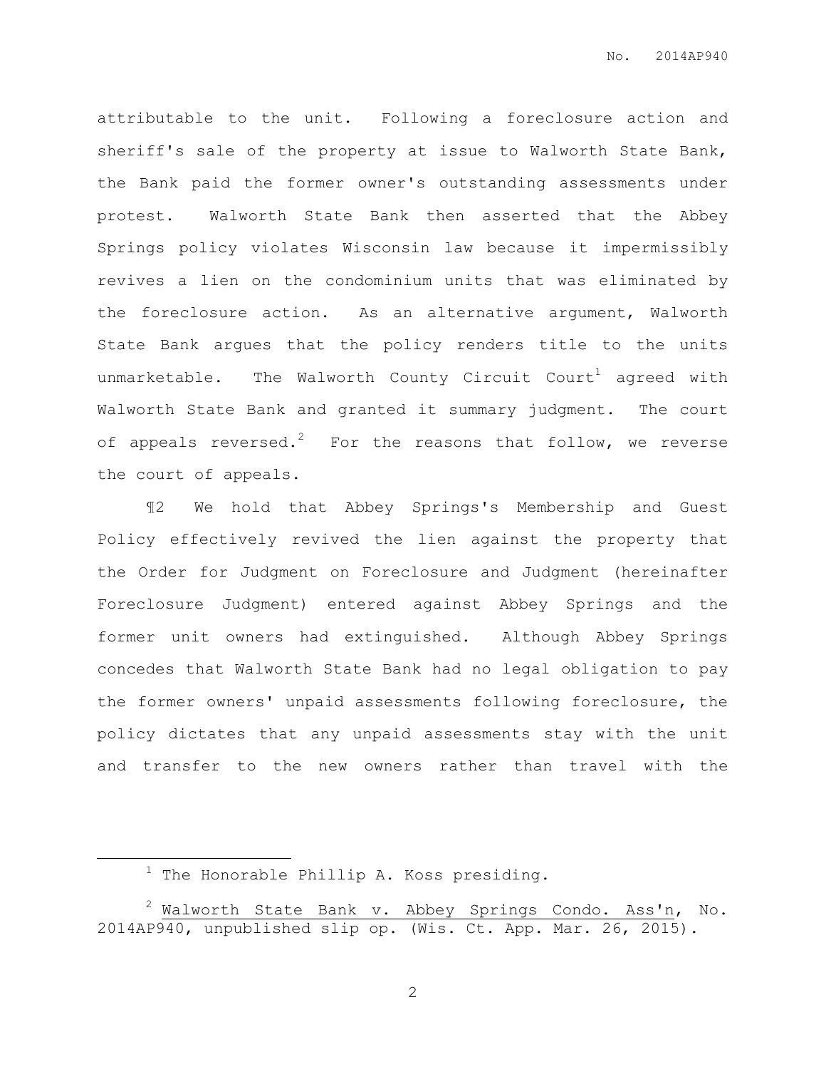attributable to the unit. Following a foreclosure action and sheriff's sale of the property at issue to Walworth State Bank, the Bank paid the former owner's outstanding assessments under protest. Walworth State Bank then asserted that the Abbey Springs policy violates Wisconsin law because it impermissibly revives a lien on the condominium units that was eliminated by the foreclosure action. As an alternative argument, Walworth State Bank argues that the policy renders title to the units unmarketable. The Walworth County Circuit Court[1] agreed with Walworth State Bank and granted it summary judgment. The court of appeals reversed.[2] For the reasons that follow, we reverse the court of appeals.

¶2 We hold that Abbey Springs's Membership and Guest Policy effectively revived the lien against the property that the Order for Judgment on Foreclosure and Judgment (hereinafter Foreclosure Judgment) entered against Abbey Springs and the former unit owners had extinguished. Although Abbey Springs concedes that Walworth State Bank had no legal obligation to pay the former owners' unpaid assessments following foreclosure, the policy dictates that any unpaid assessments stay with the unit and transfer to the new owners rather than travel with the

---

[1] The Honorable Phillip A. Koss presiding.

[2] <u>Walworth State Bank v. Abbey Springs Condo. Ass'n</u>, No. 2014AP940, unpublished slip op. (Wis. Ct. App. Mar. 26, 2015).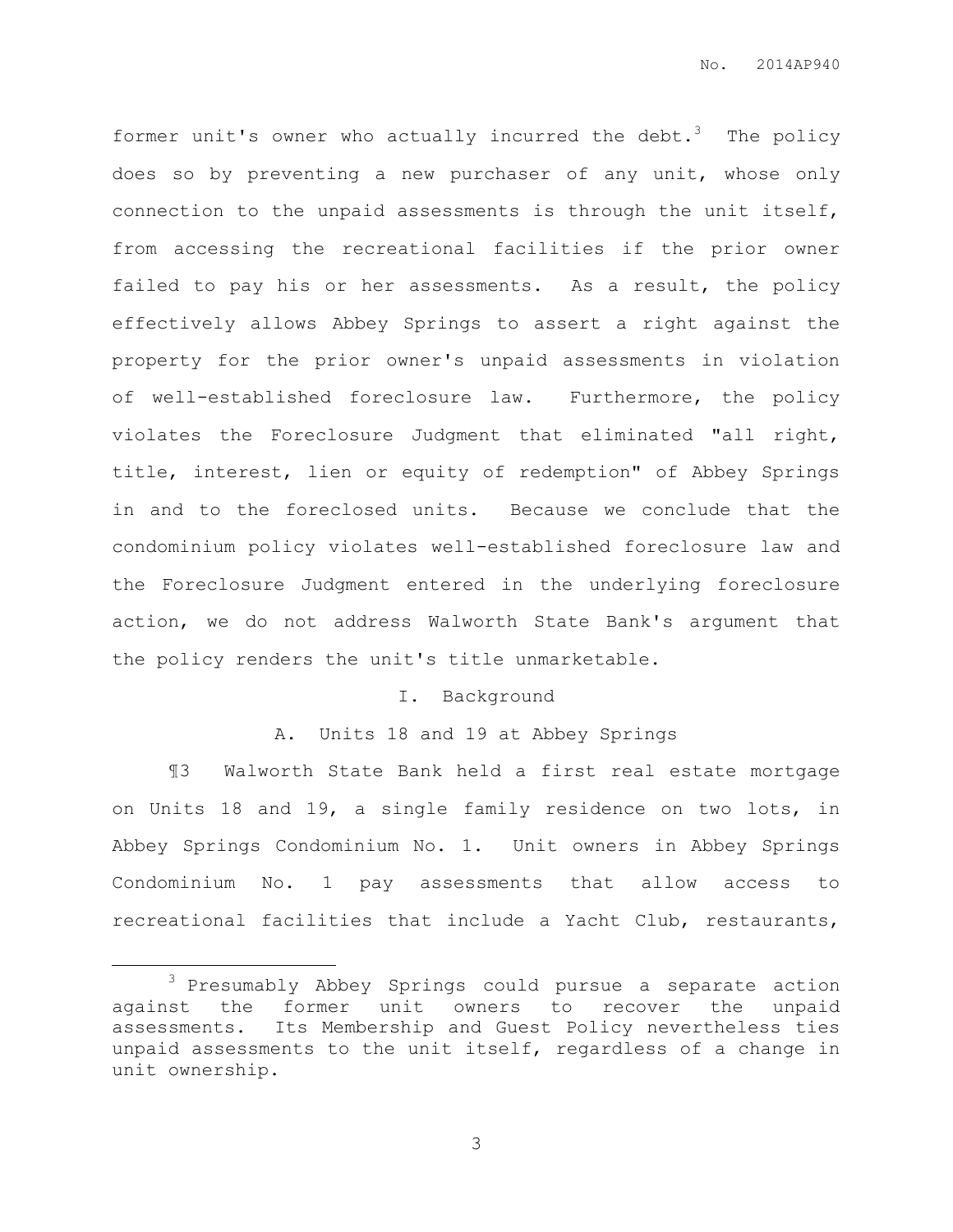former unit's owner who actually incurred the debt.[3] The policy does so by preventing a new purchaser of any unit, whose only connection to the unpaid assessments is through the unit itself, from accessing the recreational facilities if the prior owner failed to pay his or her assessments. As a result, the policy effectively allows Abbey Springs to assert a right against the property for the prior owner's unpaid assessments in violation of well-established foreclosure law. Furthermore, the policy violates the Foreclosure Judgment that eliminated "all right, title, interest, lien or equity of redemption" of Abbey Springs in and to the foreclosed units. Because we conclude that the condominium policy violates well-established foreclosure law and the Foreclosure Judgment entered in the underlying foreclosure action, we do not address Walworth State Bank's argument that the policy renders the unit's title unmarketable.

## I. Background

### A. Units 18 and 19 at Abbey Springs

¶3 Walworth State Bank held a first real estate mortgage on Units 18 and 19, a single family residence on two lots, in Abbey Springs Condominium No. 1. Unit owners in Abbey Springs Condominium No. 1 pay assessments that allow access to recreational facilities that include a Yacht Club, restaurants,

---

[3] Presumably Abbey Springs could pursue a separate action against the former unit owners to recover the unpaid assessments. Its Membership and Guest Policy nevertheless ties unpaid assessments to the unit itself, regardless of a change in unit ownership.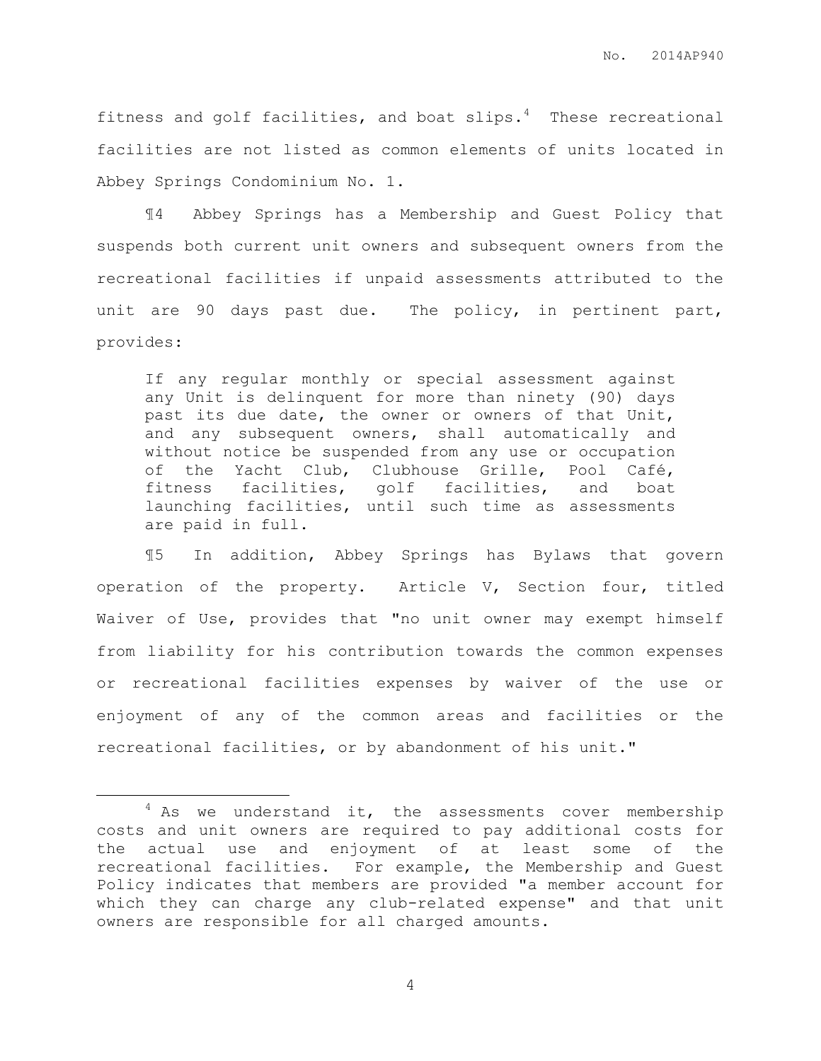fitness and golf facilities, and boat slips.[4] These recreational facilities are not listed as common elements of units located in Abbey Springs Condominium No. 1.

¶4 Abbey Springs has a Membership and Guest Policy that suspends both current unit owners and subsequent owners from the recreational facilities if unpaid assessments attributed to the unit are 90 days past due. The policy, in pertinent part, provides:

> If any regular monthly or special assessment against any Unit is delinquent for more than ninety (90) days past its due date, the owner or owners of that Unit, and any subsequent owners, shall automatically and without notice be suspended from any use or occupation of the Yacht Club, Clubhouse Grille, Pool Café, fitness facilities, golf facilities, and boat launching facilities, until such time as assessments are paid in full.

¶5 In addition, Abbey Springs has Bylaws that govern operation of the property. Article V, Section four, titled Waiver of Use, provides that "no unit owner may exempt himself from liability for his contribution towards the common expenses or recreational facilities expenses by waiver of the use or enjoyment of any of the common areas and facilities or the recreational facilities, or by abandonment of his unit."

---

[4] As we understand it, the assessments cover membership costs and unit owners are required to pay additional costs for the actual use and enjoyment of at least some of the recreational facilities. For example, the Membership and Guest Policy indicates that members are provided "a member account for which they can charge any club-related expense" and that unit owners are responsible for all charged amounts.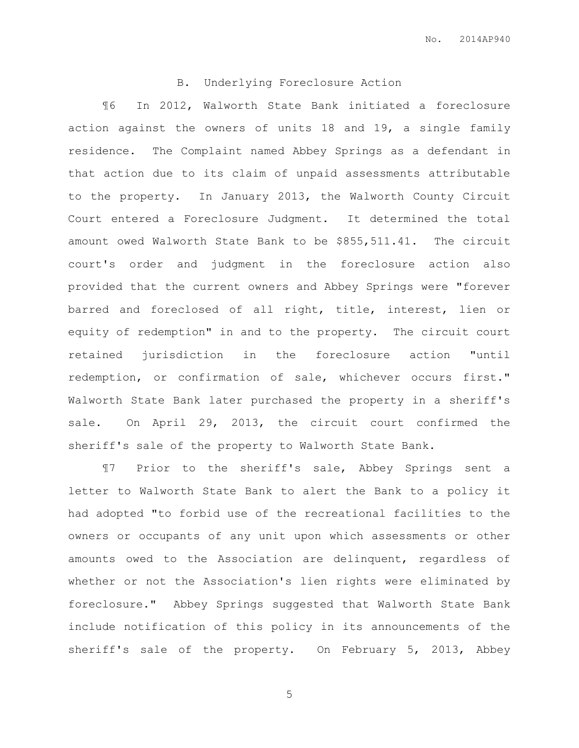### B. Underlying Foreclosure Action

¶6 In 2012, Walworth State Bank initiated a foreclosure action against the owners of units 18 and 19, a single family residence. The Complaint named Abbey Springs as a defendant in that action due to its claim of unpaid assessments attributable to the property. In January 2013, the Walworth County Circuit Court entered a Foreclosure Judgment. It determined the total amount owed Walworth State Bank to be $855,511.41. The circuit court's order and judgment in the foreclosure action also provided that the current owners and Abbey Springs were "forever barred and foreclosed of all right, title, interest, lien or equity of redemption" in and to the property. The circuit court retained jurisdiction in the foreclosure action "until redemption, or confirmation of sale, whichever occurs first." Walworth State Bank later purchased the property in a sheriff's sale. On April 29, 2013, the circuit court confirmed the sheriff's sale of the property to Walworth State Bank.

¶7 Prior to the sheriff's sale, Abbey Springs sent a letter to Walworth State Bank to alert the Bank to a policy it had adopted "to forbid use of the recreational facilities to the owners or occupants of any unit upon which assessments or other amounts owed to the Association are delinquent, regardless of whether or not the Association's lien rights were eliminated by foreclosure." Abbey Springs suggested that Walworth State Bank include notification of this policy in its announcements of the sheriff's sale of the property. On February 5, 2013, Abbey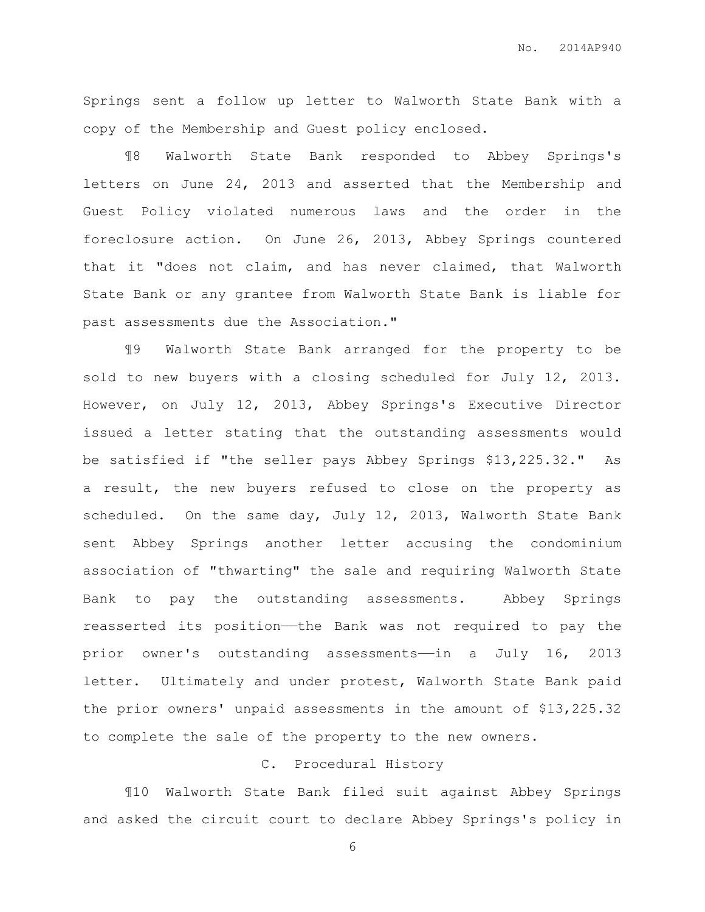Springs sent a follow up letter to Walworth State Bank with a copy of the Membership and Guest policy enclosed.

¶8 Walworth State Bank responded to Abbey Springs's letters on June 24, 2013 and asserted that the Membership and Guest Policy violated numerous laws and the order in the foreclosure action. On June 26, 2013, Abbey Springs countered that it "does not claim, and has never claimed, that Walworth State Bank or any grantee from Walworth State Bank is liable for past assessments due the Association."

¶9 Walworth State Bank arranged for the property to be sold to new buyers with a closing scheduled for July 12, 2013. However, on July 12, 2013, Abbey Springs's Executive Director issued a letter stating that the outstanding assessments would be satisfied if "the seller pays Abbey Springs $13,225.32." As a result, the new buyers refused to close on the property as scheduled. On the same day, July 12, 2013, Walworth State Bank sent Abbey Springs another letter accusing the condominium association of "thwarting" the sale and requiring Walworth State Bank to pay the outstanding assessments. Abbey Springs reasserted its position——the Bank was not required to pay the prior owner's outstanding assessments——in a July 16, 2013 letter. Ultimately and under protest, Walworth State Bank paid the prior owners' unpaid assessments in the amount of $13,225.32 to complete the sale of the property to the new owners.

### C. Procedural History

¶10 Walworth State Bank filed suit against Abbey Springs and asked the circuit court to declare Abbey Springs's policy in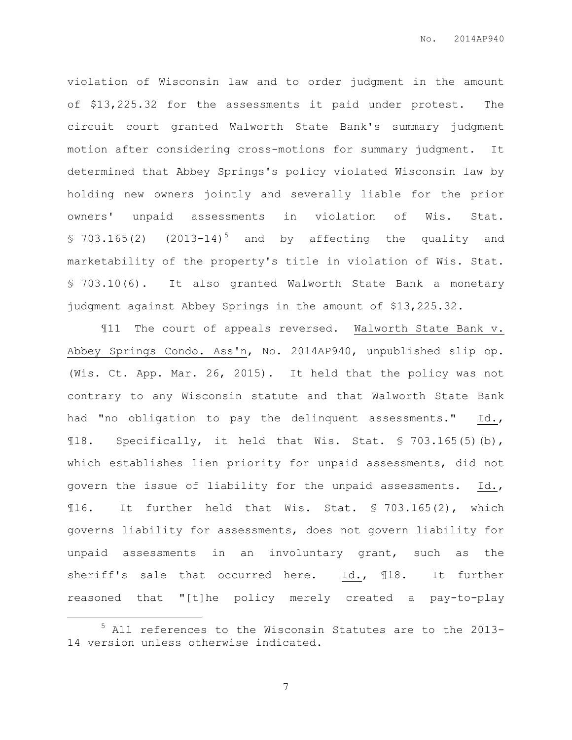violation of Wisconsin law and to order judgment in the amount of $13,225.32 for the assessments it paid under protest. The circuit court granted Walworth State Bank's summary judgment motion after considering cross-motions for summary judgment. It determined that Abbey Springs's policy violated Wisconsin law by holding new owners jointly and severally liable for the prior owners' unpaid assessments in violation of Wis. Stat. § 703.165(2) (2013-14)[5] and by affecting the quality and marketability of the property's title in violation of Wis. Stat. § 703.10(6). It also granted Walworth State Bank a monetary judgment against Abbey Springs in the amount of $13,225.32.

¶11 The court of appeals reversed. Walworth State Bank v. Abbey Springs Condo. Ass'n, No. 2014AP940, unpublished slip op. (Wis. Ct. App. Mar. 26, 2015). It held that the policy was not contrary to any Wisconsin statute and that Walworth State Bank had "no obligation to pay the delinquent assessments." Id., ¶18. Specifically, it held that Wis. Stat. § 703.165(5)(b), which establishes lien priority for unpaid assessments, did not govern the issue of liability for the unpaid assessments. Id., ¶16. It further held that Wis. Stat. § 703.165(2), which governs liability for assessments, does not govern liability for unpaid assessments in an involuntary grant, such as the sheriff's sale that occurred here. Id., ¶18. It further reasoned that "[t]he policy merely created a pay-to-play

---

[5] All references to the Wisconsin Statutes are to the 2013-14 version unless otherwise indicated.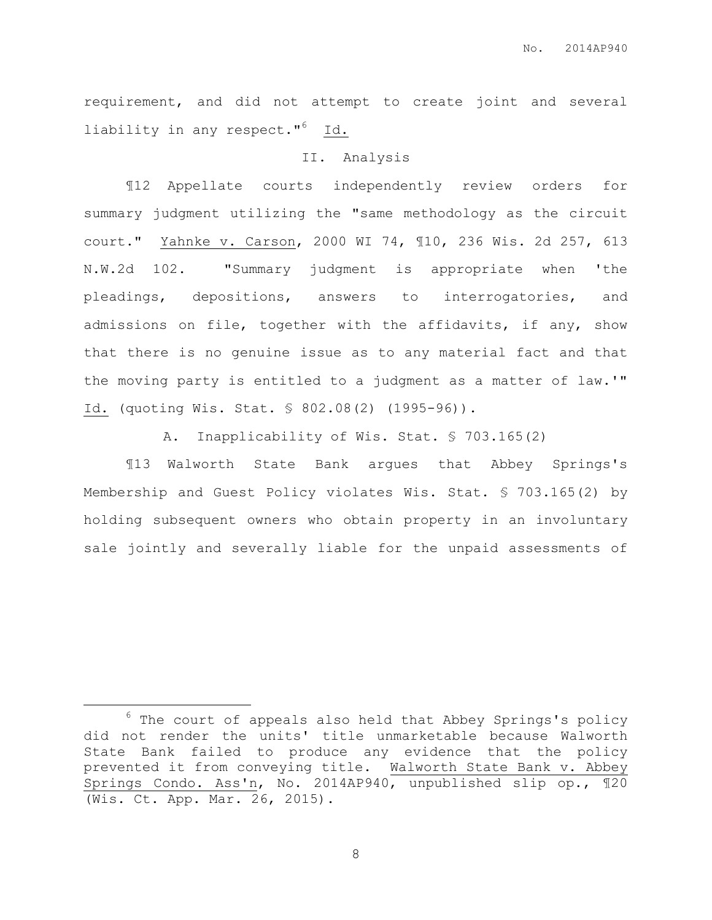requirement, and did not attempt to create joint and several liability in any respect."[6] Id.

## II. Analysis

¶12 Appellate courts independently review orders for summary judgment utilizing the "same methodology as the circuit court." Yahnke v. Carson, 2000 WI 74, ¶10, 236 Wis. 2d 257, 613 N.W.2d 102. "Summary judgment is appropriate when 'the pleadings, depositions, answers to interrogatories, and admissions on file, together with the affidavits, if any, show that there is no genuine issue as to any material fact and that the moving party is entitled to a judgment as a matter of law.'" Id. (quoting Wis. Stat. § 802.08(2) (1995-96)).

### A. Inapplicability of Wis. Stat. § 703.165(2)

¶13 Walworth State Bank argues that Abbey Springs's Membership and Guest Policy violates Wis. Stat. § 703.165(2) by holding subsequent owners who obtain property in an involuntary sale jointly and severally liable for the unpaid assessments of

---

[6] The court of appeals also held that Abbey Springs's policy did not render the units' title unmarketable because Walworth State Bank failed to produce any evidence that the policy prevented it from conveying title. Walworth State Bank v. Abbey Springs Condo. Ass'n, No. 2014AP940, unpublished slip op., ¶20 (Wis. Ct. App. Mar. 26, 2015).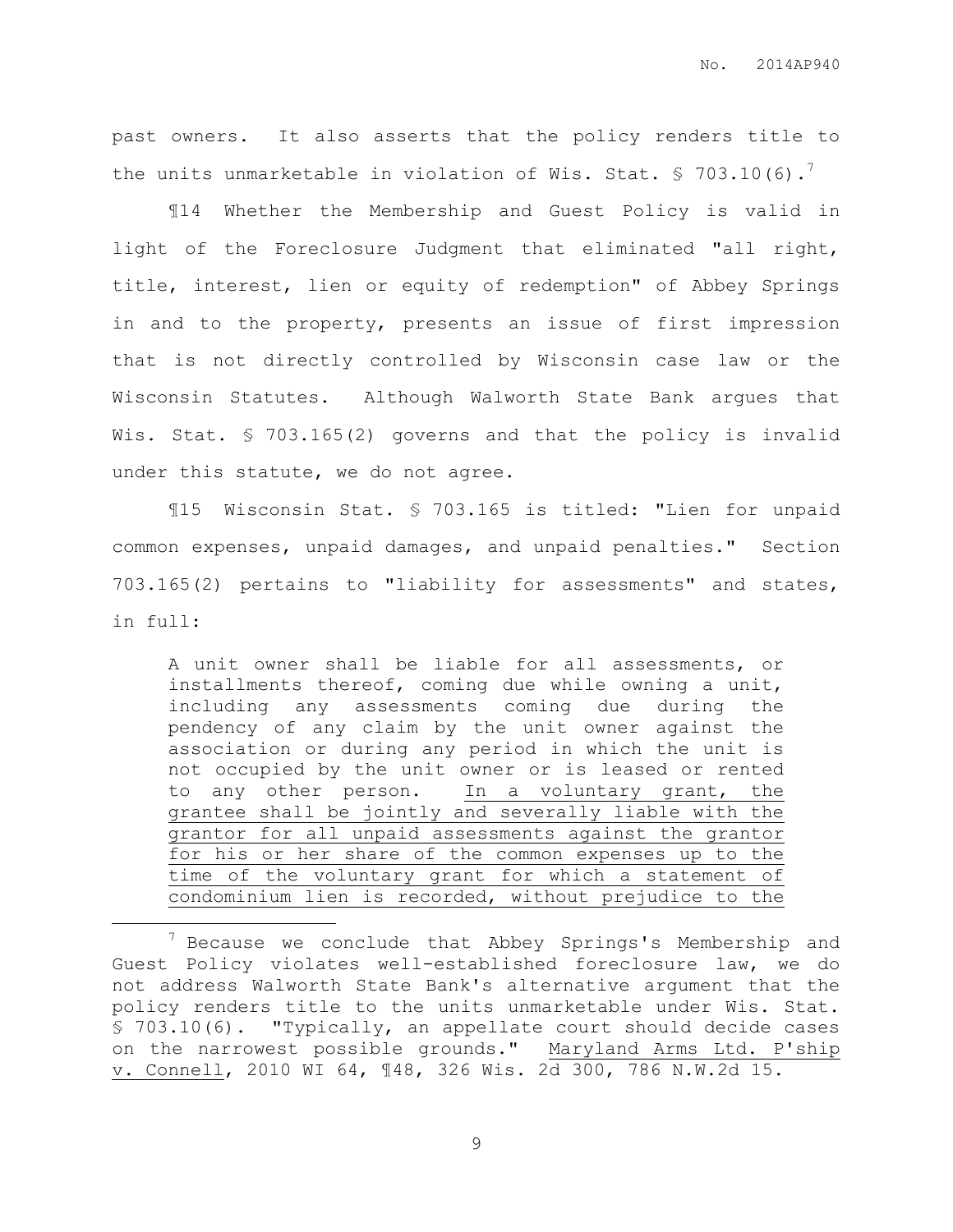past owners. It also asserts that the policy renders title to the units unmarketable in violation of Wis. Stat. § 703.10(6).[7]

¶14 Whether the Membership and Guest Policy is valid in light of the Foreclosure Judgment that eliminated "all right, title, interest, lien or equity of redemption" of Abbey Springs in and to the property, presents an issue of first impression that is not directly controlled by Wisconsin case law or the Wisconsin Statutes. Although Walworth State Bank argues that Wis. Stat. § 703.165(2) governs and that the policy is invalid under this statute, we do not agree.

¶15 Wisconsin Stat. § 703.165 is titled: "Lien for unpaid common expenses, unpaid damages, and unpaid penalties." Section 703.165(2) pertains to "liability for assessments" and states, in full:

> A unit owner shall be liable for all assessments, or installments thereof, coming due while owning a unit, including any assessments coming due during the pendency of any claim by the unit owner against the association or during any period in which the unit is not occupied by the unit owner or is leased or rented to any other person. <u>In a voluntary grant, the grantee shall be jointly and severally liable with the grantor for all unpaid assessments against the grantor for his or her share of the common expenses up to the time of the voluntary grant for which a statement of condominium lien is recorded, without prejudice to the</u>

[7] Because we conclude that Abbey Springs's Membership and Guest Policy violates well-established foreclosure law, we do not address Walworth State Bank's alternative argument that the policy renders title to the units unmarketable under Wis. Stat. § 703.10(6). "Typically, an appellate court should decide cases on the narrowest possible grounds." <u>Maryland Arms Ltd. P'ship v. Connell</u>, 2010 WI 64, ¶48, 326 Wis. 2d 300, 786 N.W.2d 15.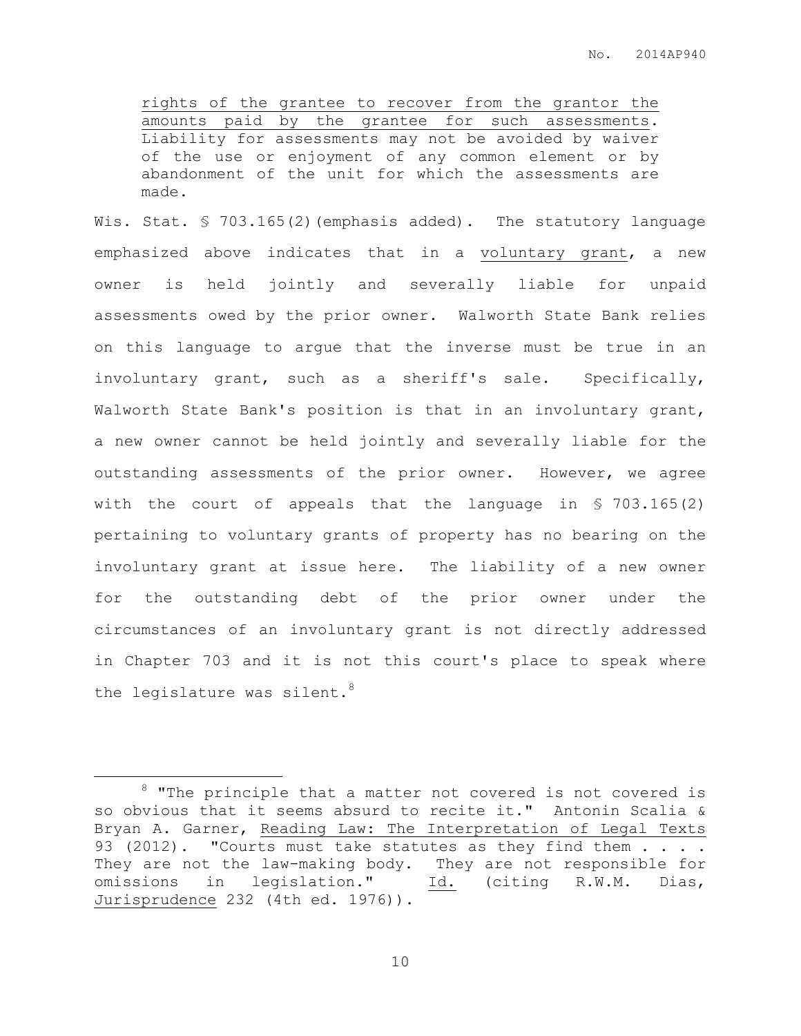> <u>rights of the grantee to recover from the grantor the amounts paid by the grantee for such assessments</u>. Liability for assessments may not be avoided by waiver of the use or enjoyment of any common element or by abandonment of the unit for which the assessments are made.

Wis. Stat. § 703.165(2)(emphasis added). The statutory language emphasized above indicates that in a <u>voluntary grant</u>, a new owner is held jointly and severally liable for unpaid assessments owed by the prior owner. Walworth State Bank relies on this language to argue that the inverse must be true in an involuntary grant, such as a sheriff's sale. Specifically, Walworth State Bank's position is that in an involuntary grant, a new owner cannot be held jointly and severally liable for the outstanding assessments of the prior owner. However, we agree with the court of appeals that the language in § 703.165(2) pertaining to voluntary grants of property has no bearing on the involuntary grant at issue here. The liability of a new owner for the outstanding debt of the prior owner under the circumstances of an involuntary grant is not directly addressed in Chapter 703 and it is not this court's place to speak where the legislature was silent.[8]

---

[8] "The principle that a matter not covered is not covered is so obvious that it seems absurd to recite it." Antonin Scalia & Bryan A. Garner, <u>Reading Law: The Interpretation of Legal Texts</u> 93 (2012). "Courts must take statutes as they find them . . . . They are not the law-making body. They are not responsible for omissions in legislation." <u>Id.</u> (citing R.W.M. Dias, <u>Jurisprudence</u> 232 (4th ed. 1976)).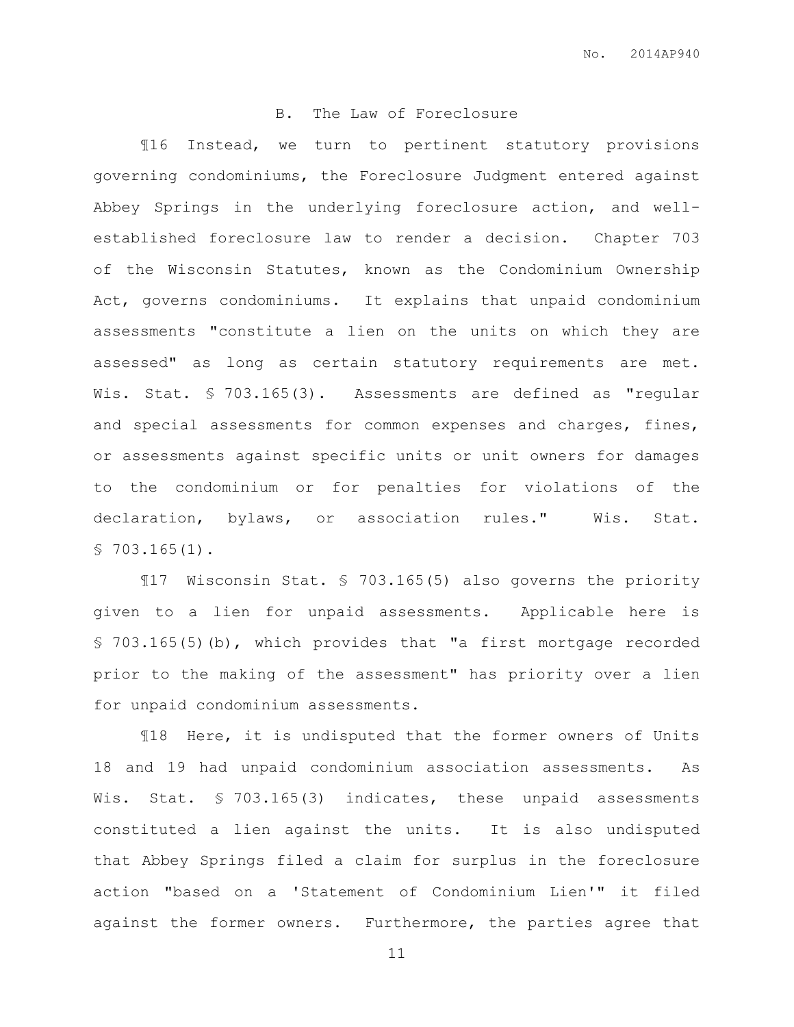### B. The Law of Foreclosure

¶16 Instead, we turn to pertinent statutory provisions governing condominiums, the Foreclosure Judgment entered against Abbey Springs in the underlying foreclosure action, and well-established foreclosure law to render a decision. Chapter 703 of the Wisconsin Statutes, known as the Condominium Ownership Act, governs condominiums. It explains that unpaid condominium assessments "constitute a lien on the units on which they are assessed" as long as certain statutory requirements are met. Wis. Stat. § 703.165(3). Assessments are defined as "regular and special assessments for common expenses and charges, fines, or assessments against specific units or unit owners for damages to the condominium or for penalties for violations of the declaration, bylaws, or association rules." Wis. Stat. § 703.165(1).

¶17 Wisconsin Stat. § 703.165(5) also governs the priority given to a lien for unpaid assessments. Applicable here is § 703.165(5)(b), which provides that "a first mortgage recorded prior to the making of the assessment" has priority over a lien for unpaid condominium assessments.

¶18 Here, it is undisputed that the former owners of Units 18 and 19 had unpaid condominium association assessments. As Wis. Stat. § 703.165(3) indicates, these unpaid assessments constituted a lien against the units. It is also undisputed that Abbey Springs filed a claim for surplus in the foreclosure action "based on a 'Statement of Condominium Lien'" it filed against the former owners. Furthermore, the parties agree that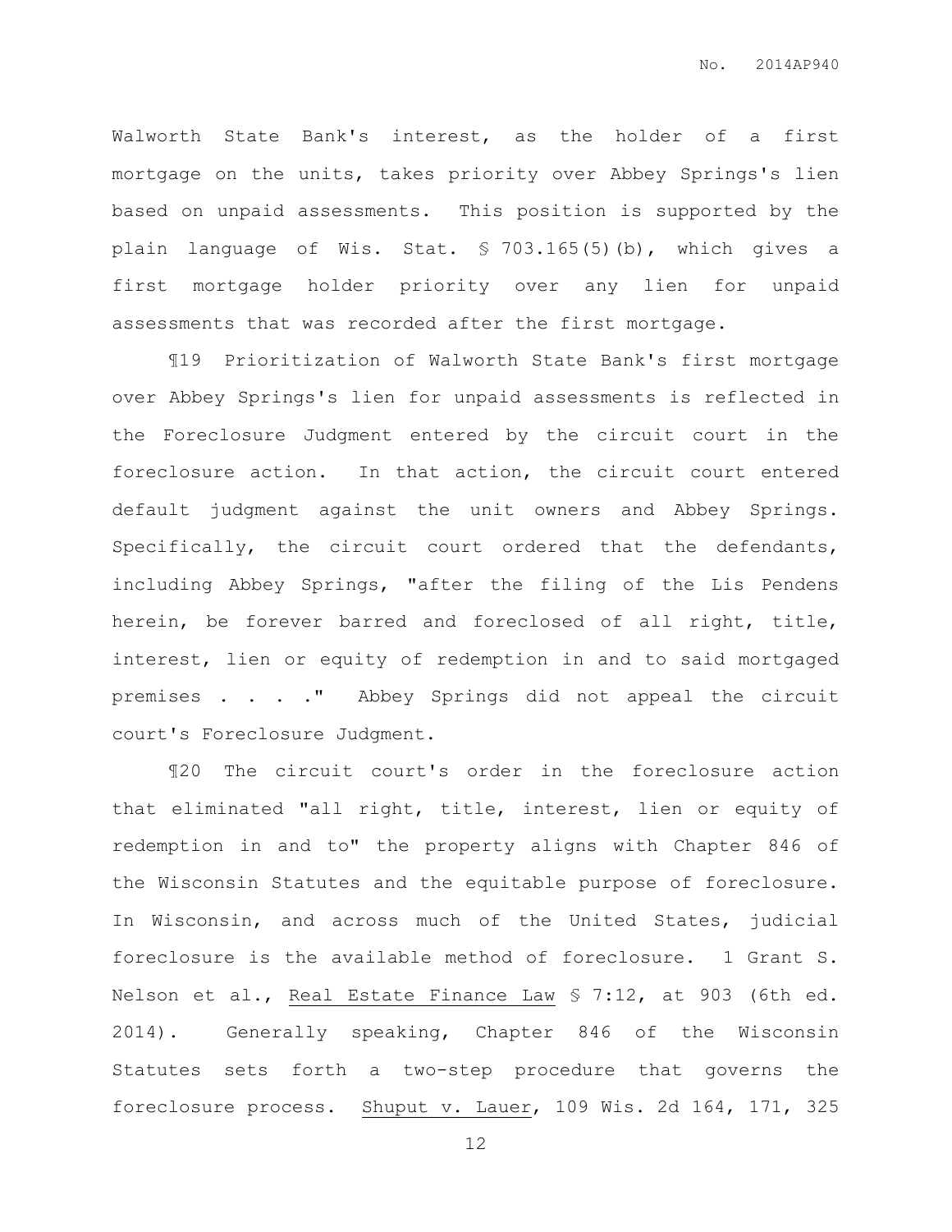Walworth State Bank's interest, as the holder of a first mortgage on the units, takes priority over Abbey Springs's lien based on unpaid assessments. This position is supported by the plain language of Wis. Stat. § 703.165(5)(b), which gives a first mortgage holder priority over any lien for unpaid assessments that was recorded after the first mortgage.

¶19 Prioritization of Walworth State Bank's first mortgage over Abbey Springs's lien for unpaid assessments is reflected in the Foreclosure Judgment entered by the circuit court in the foreclosure action. In that action, the circuit court entered default judgment against the unit owners and Abbey Springs. Specifically, the circuit court ordered that the defendants, including Abbey Springs, "after the filing of the Lis Pendens herein, be forever barred and foreclosed of all right, title, interest, lien or equity of redemption in and to said mortgaged premises . . . ." Abbey Springs did not appeal the circuit court's Foreclosure Judgment.

¶20 The circuit court's order in the foreclosure action that eliminated "all right, title, interest, lien or equity of redemption in and to" the property aligns with Chapter 846 of the Wisconsin Statutes and the equitable purpose of foreclosure. In Wisconsin, and across much of the United States, judicial foreclosure is the available method of foreclosure. 1 Grant S. Nelson et al., <u>Real Estate Finance Law</u> § 7:12, at 903 (6th ed. 2014). Generally speaking, Chapter 846 of the Wisconsin Statutes sets forth a two-step procedure that governs the foreclosure process. <u>Shuput v. Lauer</u>, 109 Wis. 2d 164, 171, 325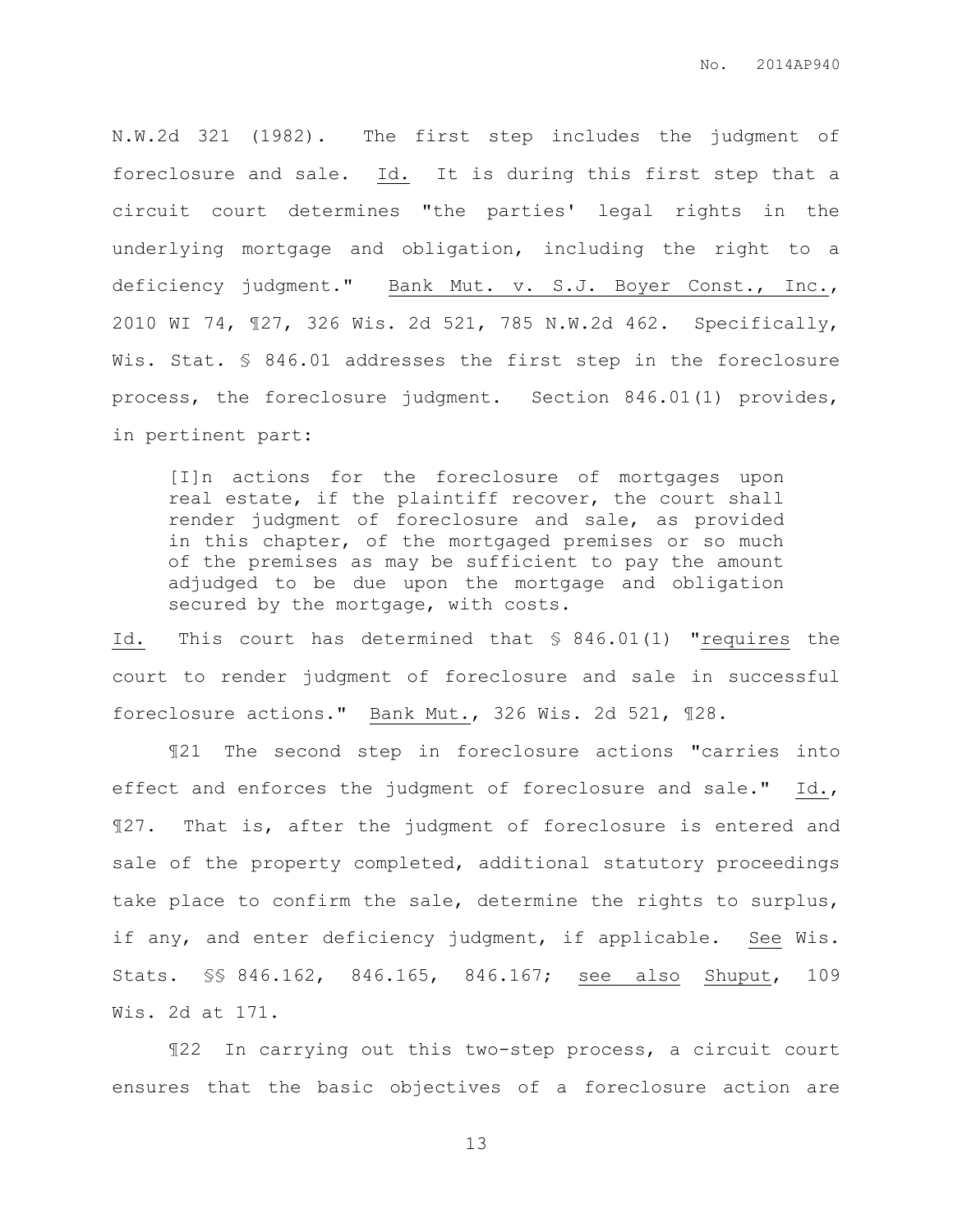N.W.2d 321 (1982). The first step includes the judgment of foreclosure and sale. Id. It is during this first step that a circuit court determines "the parties' legal rights in the underlying mortgage and obligation, including the right to a deficiency judgment." Bank Mut. v. S.J. Boyer Const., Inc., 2010 WI 74, ¶27, 326 Wis. 2d 521, 785 N.W.2d 462. Specifically, Wis. Stat. § 846.01 addresses the first step in the foreclosure process, the foreclosure judgment. Section 846.01(1) provides, in pertinent part:

> [I]n actions for the foreclosure of mortgages upon real estate, if the plaintiff recover, the court shall render judgment of foreclosure and sale, as provided in this chapter, of the mortgaged premises or so much of the premises as may be sufficient to pay the amount adjudged to be due upon the mortgage and obligation secured by the mortgage, with costs.

Id. This court has determined that § 846.01(1) "requires the court to render judgment of foreclosure and sale in successful foreclosure actions." Bank Mut., 326 Wis. 2d 521, ¶28.

¶21 The second step in foreclosure actions "carries into effect and enforces the judgment of foreclosure and sale." Id., ¶27. That is, after the judgment of foreclosure is entered and sale of the property completed, additional statutory proceedings take place to confirm the sale, determine the rights to surplus, if any, and enter deficiency judgment, if applicable. See Wis. Stats. §§ 846.162, 846.165, 846.167; see also Shuput, 109 Wis. 2d at 171.

¶22 In carrying out this two-step process, a circuit court ensures that the basic objectives of a foreclosure action are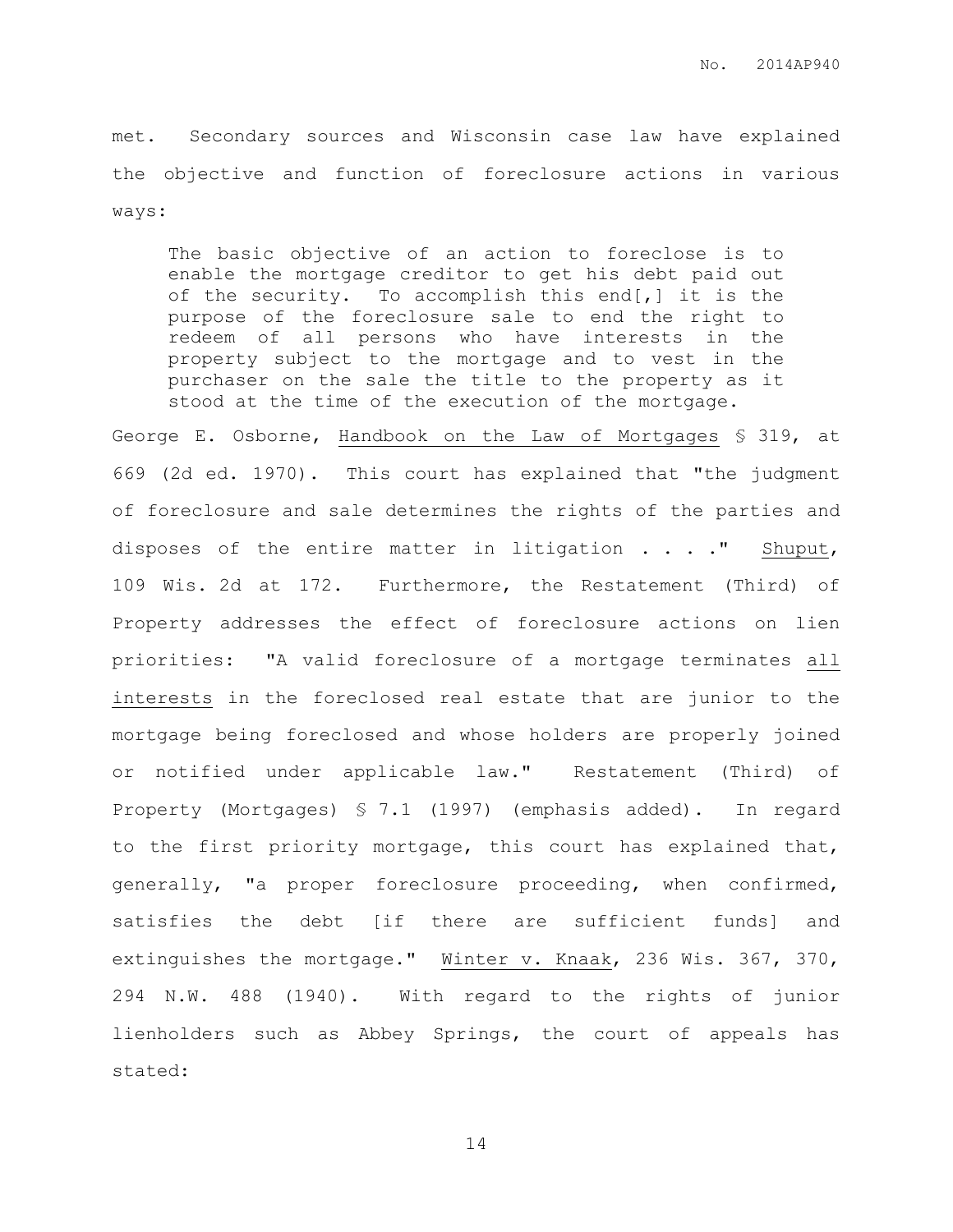met. Secondary sources and Wisconsin case law have explained the objective and function of foreclosure actions in various ways:

> The basic objective of an action to foreclose is to enable the mortgage creditor to get his debt paid out of the security. To accomplish this end[,] it is the purpose of the foreclosure sale to end the right to redeem of all persons who have interests in the property subject to the mortgage and to vest in the purchaser on the sale the title to the property as it stood at the time of the execution of the mortgage.

George E. Osborne, Handbook on the Law of Mortgages § 319, at 669 (2d ed. 1970). This court has explained that "the judgment of foreclosure and sale determines the rights of the parties and disposes of the entire matter in litigation . . . ." Shuput, 109 Wis. 2d at 172. Furthermore, the Restatement (Third) of Property addresses the effect of foreclosure actions on lien priorities: "A valid foreclosure of a mortgage terminates all interests in the foreclosed real estate that are junior to the mortgage being foreclosed and whose holders are properly joined or notified under applicable law." Restatement (Third) of Property (Mortgages) § 7.1 (1997) (emphasis added). In regard to the first priority mortgage, this court has explained that, generally, "a proper foreclosure proceeding, when confirmed, satisfies the debt [if there are sufficient funds] and extinguishes the mortgage." Winter v. Knaak, 236 Wis. 367, 370, 294 N.W. 488 (1940). With regard to the rights of junior lienholders such as Abbey Springs, the court of appeals has stated: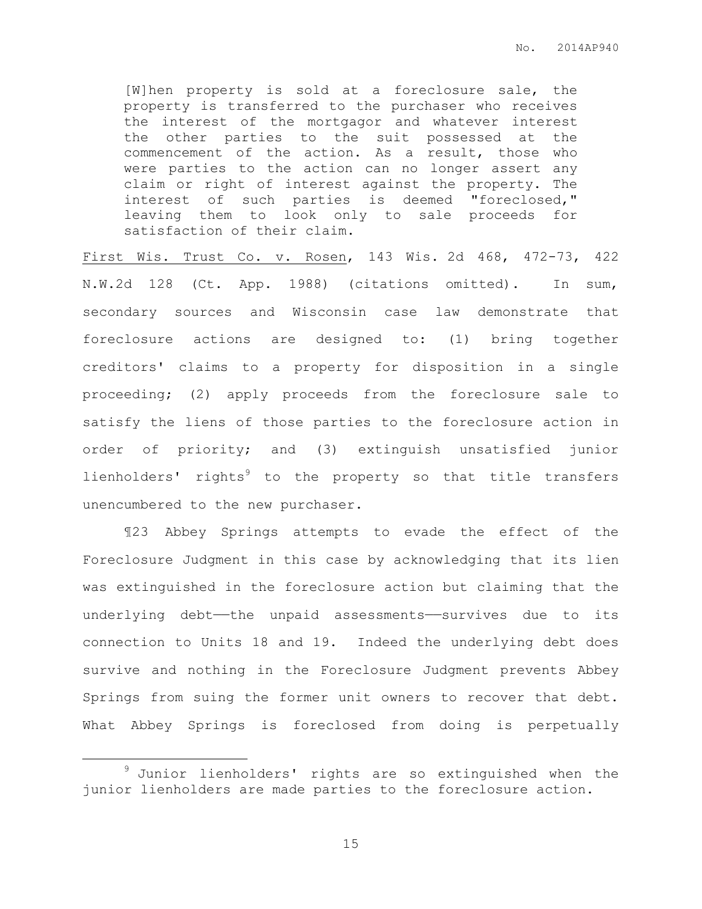> [W]hen property is sold at a foreclosure sale, the property is transferred to the purchaser who receives the interest of the mortgagor and whatever interest the other parties to the suit possessed at the commencement of the action. As a result, those who were parties to the action can no longer assert any claim or right of interest against the property. The interest of such parties is deemed "foreclosed," leaving them to look only to sale proceeds for satisfaction of their claim.

<u>First Wis. Trust Co. v. Rosen</u>, 143 Wis. 2d 468, 472-73, 422 N.W.2d 128 (Ct. App. 1988) (citations omitted). In sum, secondary sources and Wisconsin case law demonstrate that foreclosure actions are designed to: (1) bring together creditors' claims to a property for disposition in a single proceeding; (2) apply proceeds from the foreclosure sale to satisfy the liens of those parties to the foreclosure action in order of priority; and (3) extinguish unsatisfied junior lienholders' rights[9] to the property so that title transfers unencumbered to the new purchaser.

¶23 Abbey Springs attempts to evade the effect of the Foreclosure Judgment in this case by acknowledging that its lien was extinguished in the foreclosure action but claiming that the underlying debt——the unpaid assessments——survives due to its connection to Units 18 and 19. Indeed the underlying debt does survive and nothing in the Foreclosure Judgment prevents Abbey Springs from suing the former unit owners to recover that debt. What Abbey Springs is foreclosed from doing is perpetually

---

[9] Junior lienholders' rights are so extinguished when the junior lienholders are made parties to the foreclosure action.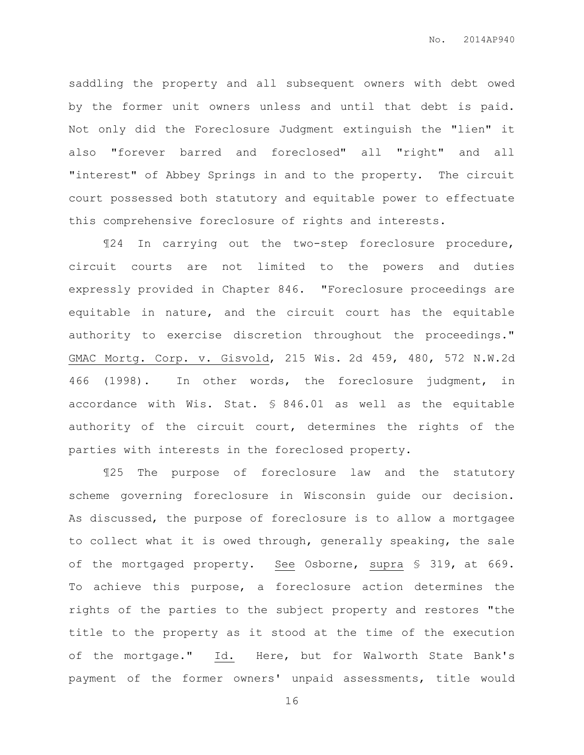saddling the property and all subsequent owners with debt owed by the former unit owners unless and until that debt is paid. Not only did the Foreclosure Judgment extinguish the "lien" it also "forever barred and foreclosed" all "right" and all "interest" of Abbey Springs in and to the property. The circuit court possessed both statutory and equitable power to effectuate this comprehensive foreclosure of rights and interests.

¶24 In carrying out the two-step foreclosure procedure, circuit courts are not limited to the powers and duties expressly provided in Chapter 846. "Foreclosure proceedings are equitable in nature, and the circuit court has the equitable authority to exercise discretion throughout the proceedings." GMAC Mortg. Corp. v. Gisvold, 215 Wis. 2d 459, 480, 572 N.W.2d 466 (1998). In other words, the foreclosure judgment, in accordance with Wis. Stat. § 846.01 as well as the equitable authority of the circuit court, determines the rights of the parties with interests in the foreclosed property.

¶25 The purpose of foreclosure law and the statutory scheme governing foreclosure in Wisconsin guide our decision. As discussed, the purpose of foreclosure is to allow a mortgagee to collect what it is owed through, generally speaking, the sale of the mortgaged property. See Osborne, supra § 319, at 669. To achieve this purpose, a foreclosure action determines the rights of the parties to the subject property and restores "the title to the property as it stood at the time of the execution of the mortgage." Id. Here, but for Walworth State Bank's payment of the former owners' unpaid assessments, title would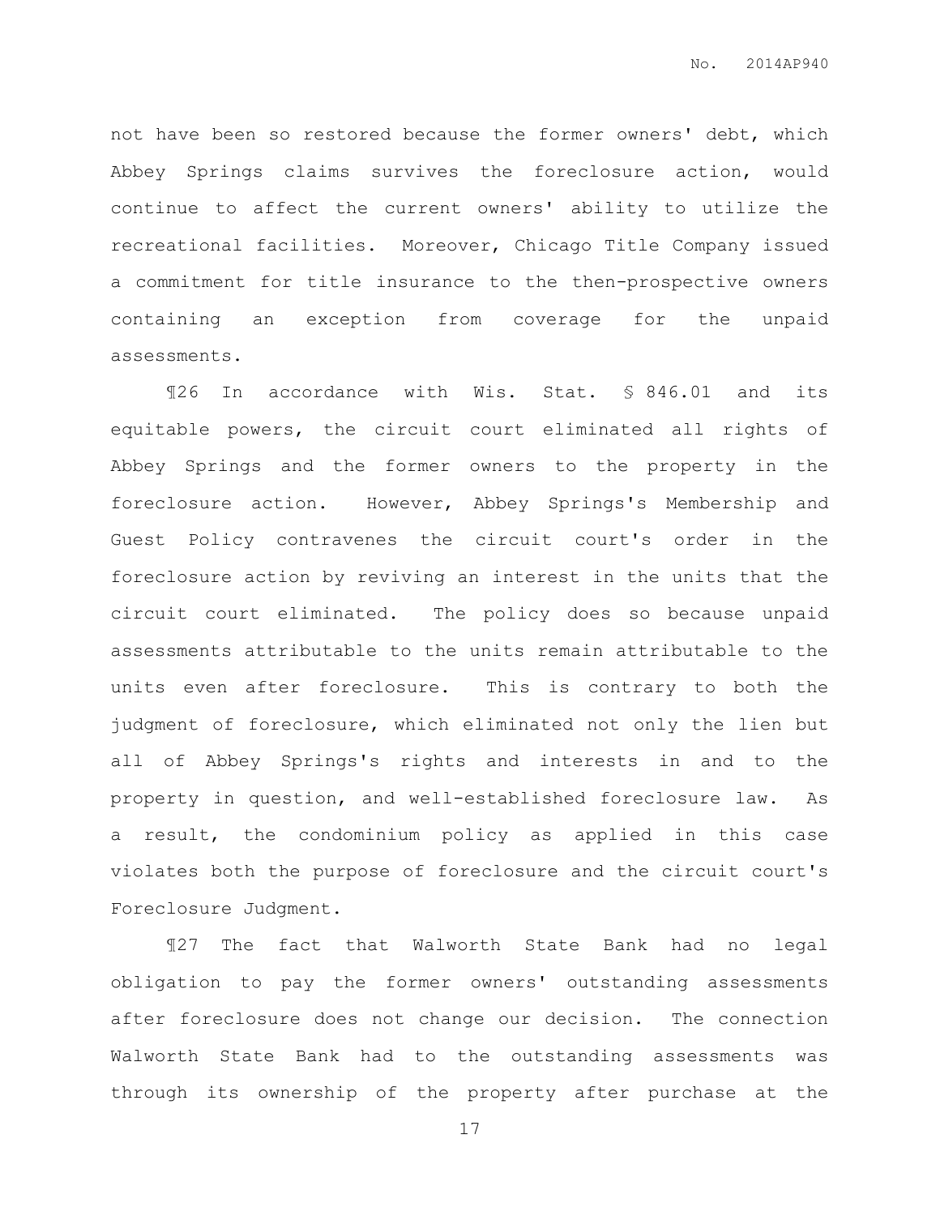not have been so restored because the former owners' debt, which Abbey Springs claims survives the foreclosure action, would continue to affect the current owners' ability to utilize the recreational facilities. Moreover, Chicago Title Company issued a commitment for title insurance to the then-prospective owners containing an exception from coverage for the unpaid assessments.

¶26 In accordance with Wis. Stat. § 846.01 and its equitable powers, the circuit court eliminated all rights of Abbey Springs and the former owners to the property in the foreclosure action. However, Abbey Springs's Membership and Guest Policy contravenes the circuit court's order in the foreclosure action by reviving an interest in the units that the circuit court eliminated. The policy does so because unpaid assessments attributable to the units remain attributable to the units even after foreclosure. This is contrary to both the judgment of foreclosure, which eliminated not only the lien but all of Abbey Springs's rights and interests in and to the property in question, and well-established foreclosure law. As a result, the condominium policy as applied in this case violates both the purpose of foreclosure and the circuit court's Foreclosure Judgment.

¶27 The fact that Walworth State Bank had no legal obligation to pay the former owners' outstanding assessments after foreclosure does not change our decision. The connection Walworth State Bank had to the outstanding assessments was through its ownership of the property after purchase at the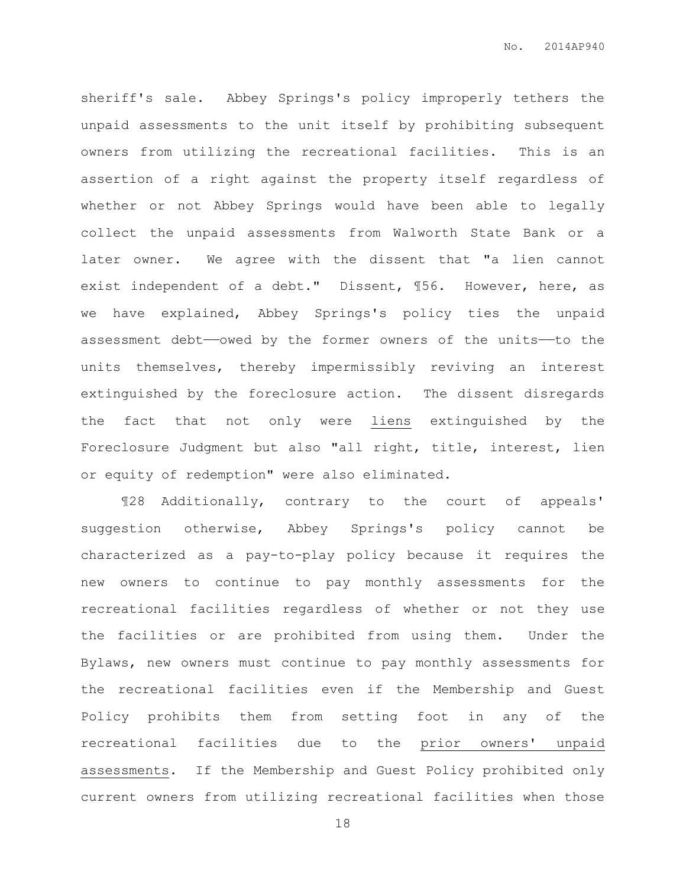sheriff's sale. Abbey Springs's policy improperly tethers the unpaid assessments to the unit itself by prohibiting subsequent owners from utilizing the recreational facilities. This is an assertion of a right against the property itself regardless of whether or not Abbey Springs would have been able to legally collect the unpaid assessments from Walworth State Bank or a later owner. We agree with the dissent that "a lien cannot exist independent of a debt." Dissent, ¶56. However, here, as we have explained, Abbey Springs's policy ties the unpaid assessment debt——owed by the former owners of the units——to the units themselves, thereby impermissibly reviving an interest extinguished by the foreclosure action. The dissent disregards the fact that not only were <u>liens</u> extinguished by the Foreclosure Judgment but also "all right, title, interest, lien or equity of redemption" were also eliminated.

¶28 Additionally, contrary to the court of appeals' suggestion otherwise, Abbey Springs's policy cannot be characterized as a pay-to-play policy because it requires the new owners to continue to pay monthly assessments for the recreational facilities regardless of whether or not they use the facilities or are prohibited from using them. Under the Bylaws, new owners must continue to pay monthly assessments for the recreational facilities even if the Membership and Guest Policy prohibits them from setting foot in any of the recreational facilities due to the <u>prior owners' unpaid assessments</u>. If the Membership and Guest Policy prohibited only current owners from utilizing recreational facilities when those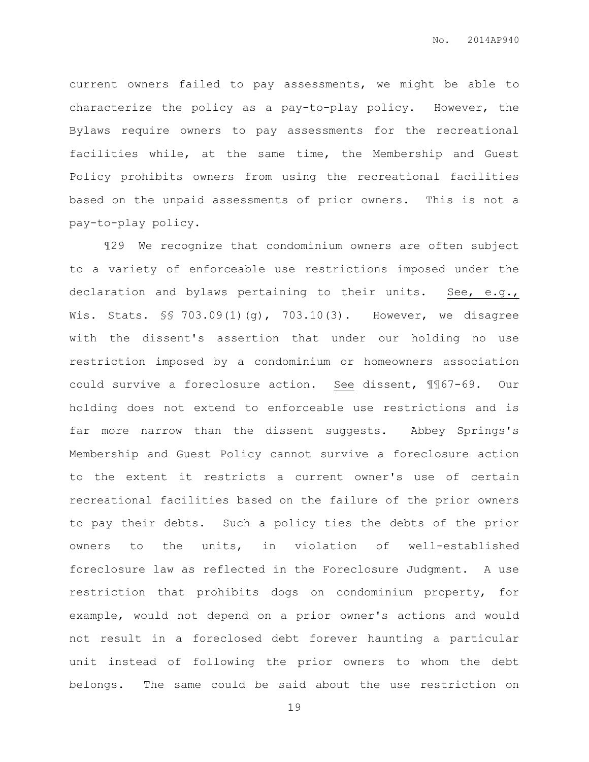current owners failed to pay assessments, we might be able to characterize the policy as a pay-to-play policy. However, the Bylaws require owners to pay assessments for the recreational facilities while, at the same time, the Membership and Guest Policy prohibits owners from using the recreational facilities based on the unpaid assessments of prior owners. This is not a pay-to-play policy.

¶29 We recognize that condominium owners are often subject to a variety of enforceable use restrictions imposed under the declaration and bylaws pertaining to their units. See, e.g., Wis. Stats. §§ 703.09(1)(g), 703.10(3). However, we disagree with the dissent's assertion that under our holding no use restriction imposed by a condominium or homeowners association could survive a foreclosure action. See dissent, ¶¶67-69. Our holding does not extend to enforceable use restrictions and is far more narrow than the dissent suggests. Abbey Springs's Membership and Guest Policy cannot survive a foreclosure action to the extent it restricts a current owner's use of certain recreational facilities based on the failure of the prior owners to pay their debts. Such a policy ties the debts of the prior owners to the units, in violation of well-established foreclosure law as reflected in the Foreclosure Judgment. A use restriction that prohibits dogs on condominium property, for example, would not depend on a prior owner's actions and would not result in a foreclosed debt forever haunting a particular unit instead of following the prior owners to whom the debt belongs. The same could be said about the use restriction on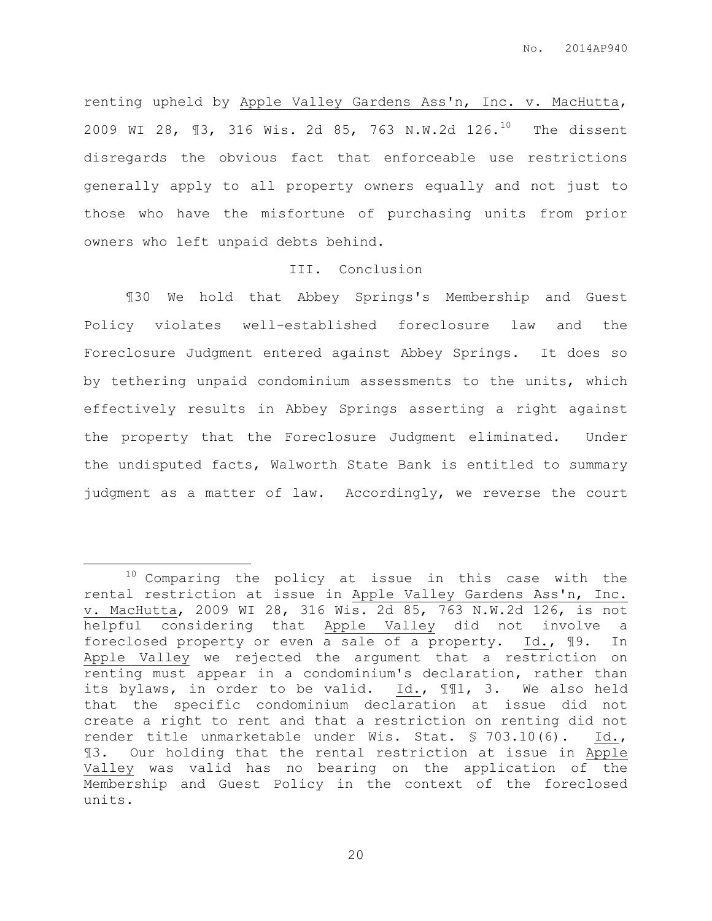renting upheld by Apple Valley Gardens Ass'n, Inc. v. MacHutta, 2009 WI 28, ¶3, 316 Wis. 2d 85, 763 N.W.2d 126.[10] The dissent disregards the obvious fact that enforceable use restrictions generally apply to all property owners equally and not just to those who have the misfortune of purchasing units from prior owners who left unpaid debts behind.

## III. Conclusion

¶30 We hold that Abbey Springs's Membership and Guest Policy violates well-established foreclosure law and the Foreclosure Judgment entered against Abbey Springs. It does so by tethering unpaid condominium assessments to the units, which effectively results in Abbey Springs asserting a right against the property that the Foreclosure Judgment eliminated. Under the undisputed facts, Walworth State Bank is entitled to summary judgment as a matter of law. Accordingly, we reverse the court

---

[10] Comparing the policy at issue in this case with the rental restriction at issue in Apple Valley Gardens Ass'n, Inc. v. MacHutta, 2009 WI 28, 316 Wis. 2d 85, 763 N.W.2d 126, is not helpful considering that Apple Valley did not involve a foreclosed property or even a sale of a property. Id., ¶9. In Apple Valley we rejected the argument that a restriction on renting must appear in a condominium's declaration, rather than its bylaws, in order to be valid. Id., ¶¶1, 3. We also held that the specific condominium declaration at issue did not create a right to rent and that a restriction on renting did not render title unmarketable under Wis. Stat. § 703.10(6). Id., ¶3. Our holding that the rental restriction at issue in Apple Valley was valid has no bearing on the application of the Membership and Guest Policy in the context of the foreclosed units.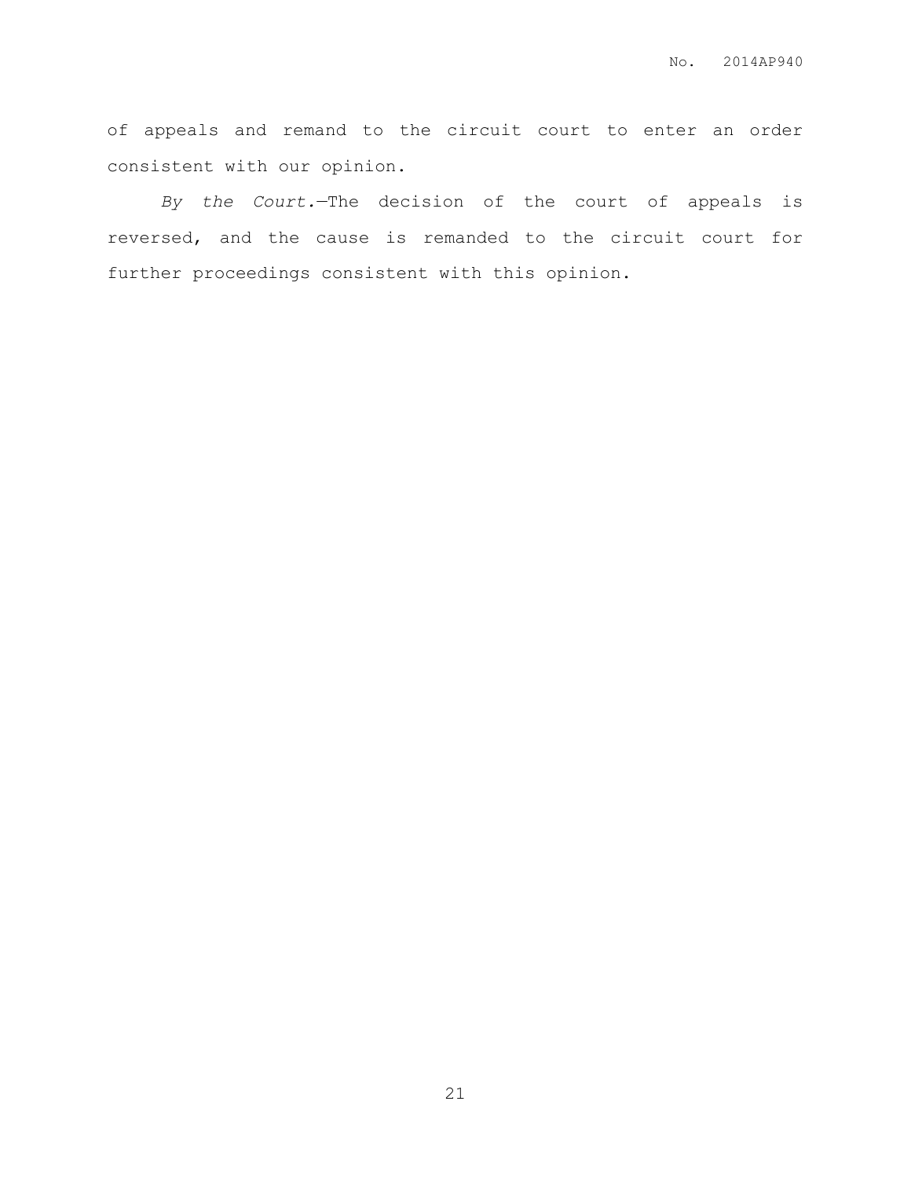of appeals and remand to the circuit court to enter an order consistent with our opinion.

*By the Court.*—The decision of the court of appeals is reversed, and the cause is remanded to the circuit court for further proceedings consistent with this opinion.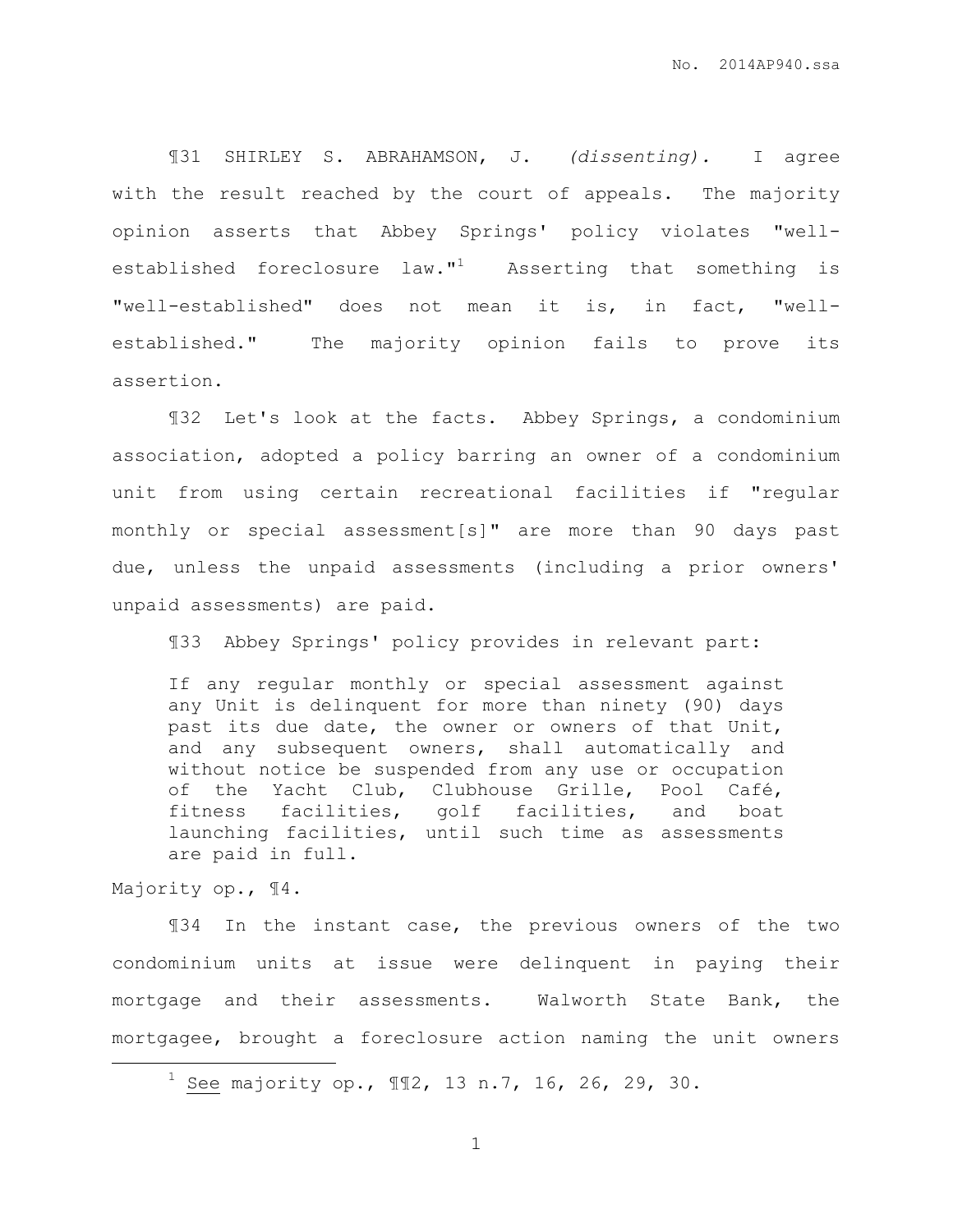¶31 SHIRLEY S. ABRAHAMSON, J. *(dissenting).* I agree with the result reached by the court of appeals. The majority opinion asserts that Abbey Springs' policy violates "well-established foreclosure law."[1] Asserting that something is "well-established" does not mean it is, in fact, "well-established." The majority opinion fails to prove its assertion.

¶32 Let's look at the facts. Abbey Springs, a condominium association, adopted a policy barring an owner of a condominium unit from using certain recreational facilities if "regular monthly or special assessment[s]" are more than 90 days past due, unless the unpaid assessments (including a prior owners' unpaid assessments) are paid.

¶33 Abbey Springs' policy provides in relevant part:

> If any regular monthly or special assessment against any Unit is delinquent for more than ninety (90) days past its due date, the owner or owners of that Unit, and any subsequent owners, shall automatically and without notice be suspended from any use or occupation of the Yacht Club, Clubhouse Grille, Pool Café, fitness facilities, golf facilities, and boat launching facilities, until such time as assessments are paid in full.

Majority op., ¶4.

¶34 In the instant case, the previous owners of the two condominium units at issue were delinquent in paying their mortgage and their assessments. Walworth State Bank, the mortgagee, brought a foreclosure action naming the unit owners

---

[1] See majority op., ¶¶2, 13 n.7, 16, 26, 29, 30.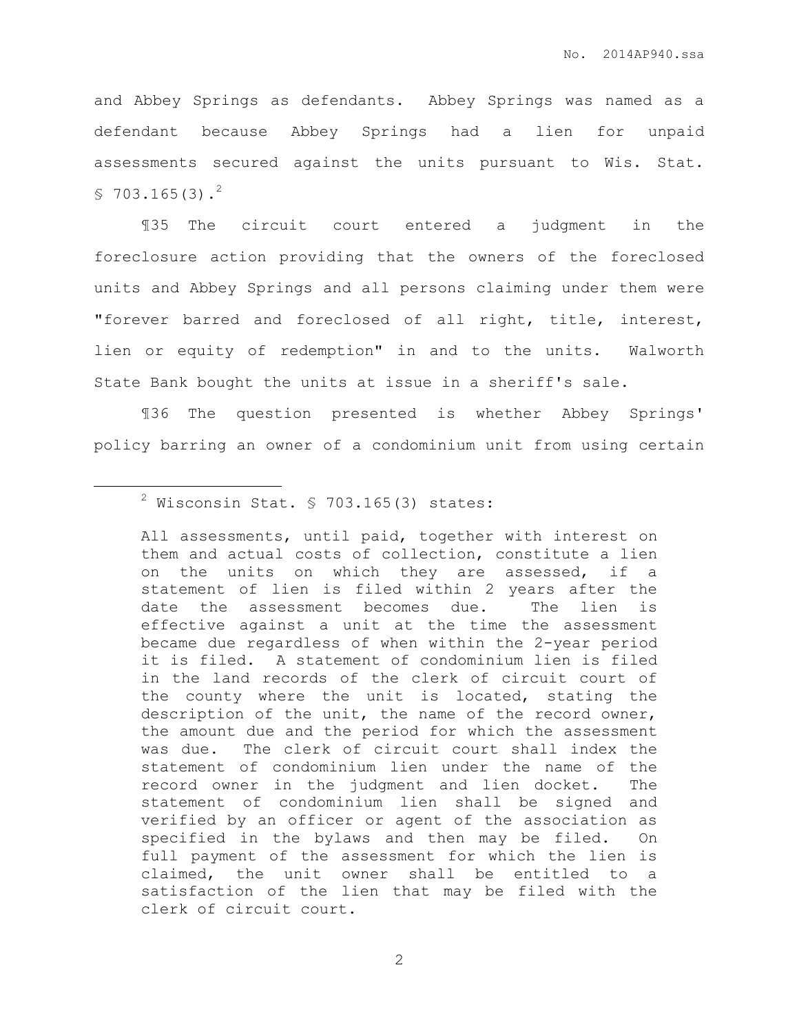and Abbey Springs as defendants. Abbey Springs was named as a defendant because Abbey Springs had a lien for unpaid assessments secured against the units pursuant to Wis. Stat. § 703.165(3).[2]

¶35 The circuit court entered a judgment in the foreclosure action providing that the owners of the foreclosed units and Abbey Springs and all persons claiming under them were "forever barred and foreclosed of all right, title, interest, lien or equity of redemption" in and to the units. Walworth State Bank bought the units at issue in a sheriff's sale.

¶36 The question presented is whether Abbey Springs' policy barring an owner of a condominium unit from using certain

---

[2] Wisconsin Stat. § 703.165(3) states:

> All assessments, until paid, together with interest on them and actual costs of collection, constitute a lien on the units on which they are assessed, if a statement of lien is filed within 2 years after the date the assessment becomes due. The lien is effective against a unit at the time the assessment became due regardless of when within the 2-year period it is filed. A statement of condominium lien is filed in the land records of the clerk of circuit court of the county where the unit is located, stating the description of the unit, the name of the record owner, the amount due and the period for which the assessment was due. The clerk of circuit court shall index the statement of condominium lien under the name of the record owner in the judgment and lien docket. The statement of condominium lien shall be signed and verified by an officer or agent of the association as specified in the bylaws and then may be filed. On full payment of the assessment for which the lien is claimed, the unit owner shall be entitled to a satisfaction of the lien that may be filed with the clerk of circuit court.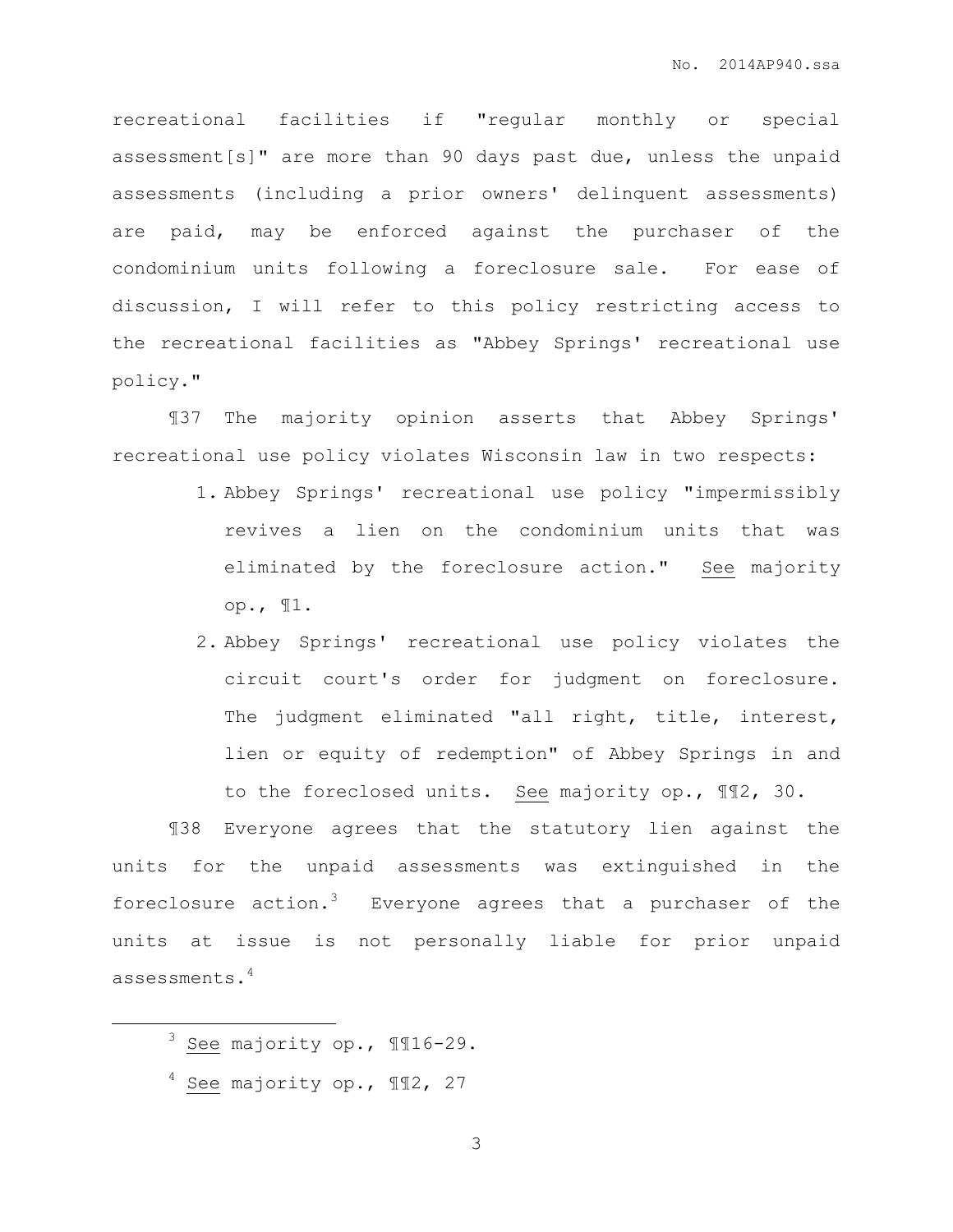recreational facilities if "regular monthly or special assessment[s]" are more than 90 days past due, unless the unpaid assessments (including a prior owners' delinquent assessments) are paid, may be enforced against the purchaser of the condominium units following a foreclosure sale. For ease of discussion, I will refer to this policy restricting access to the recreational facilities as "Abbey Springs' recreational use policy."

¶37 The majority opinion asserts that Abbey Springs' recreational use policy violates Wisconsin law in two respects:

1. Abbey Springs' recreational use policy "impermissibly revives a lien on the condominium units that was eliminated by the foreclosure action." See majority op., ¶1.
2. Abbey Springs' recreational use policy violates the circuit court's order for judgment on foreclosure. The judgment eliminated "all right, title, interest, lien or equity of redemption" of Abbey Springs in and to the foreclosed units. See majority op., ¶¶2, 30.

¶38 Everyone agrees that the statutory lien against the units for the unpaid assessments was extinguished in the foreclosure action.[3] Everyone agrees that a purchaser of the units at issue is not personally liable for prior unpaid assessments.[4]

---

[3] See majority op., ¶¶16-29.

[4] See majority op., ¶¶2, 27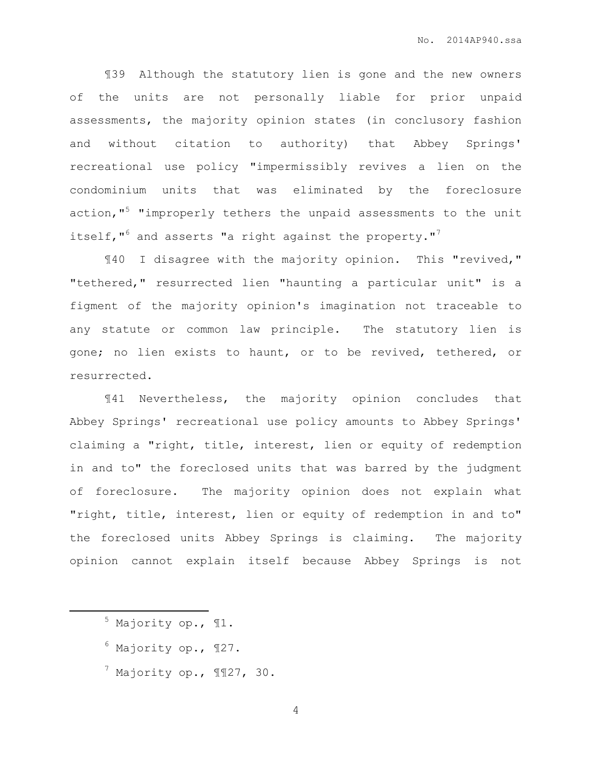¶39 Although the statutory lien is gone and the new owners of the units are not personally liable for prior unpaid assessments, the majority opinion states (in conclusory fashion and without citation to authority) that Abbey Springs' recreational use policy "impermissibly revives a lien on the condominium units that was eliminated by the foreclosure action,"[5] "improperly tethers the unpaid assessments to the unit itself,"[6] and asserts "a right against the property."[7]

¶40 I disagree with the majority opinion. This "revived," "tethered," resurrected lien "haunting a particular unit" is a figment of the majority opinion's imagination not traceable to any statute or common law principle. The statutory lien is gone; no lien exists to haunt, or to be revived, tethered, or resurrected.

¶41 Nevertheless, the majority opinion concludes that Abbey Springs' recreational use policy amounts to Abbey Springs' claiming a "right, title, interest, lien or equity of redemption in and to" the foreclosed units that was barred by the judgment of foreclosure. The majority opinion does not explain what "right, title, interest, lien or equity of redemption in and to" the foreclosed units Abbey Springs is claiming. The majority opinion cannot explain itself because Abbey Springs is not

---

[5] Majority op., ¶1.

[6] Majority op., ¶27.

[7] Majority op., ¶¶27, 30.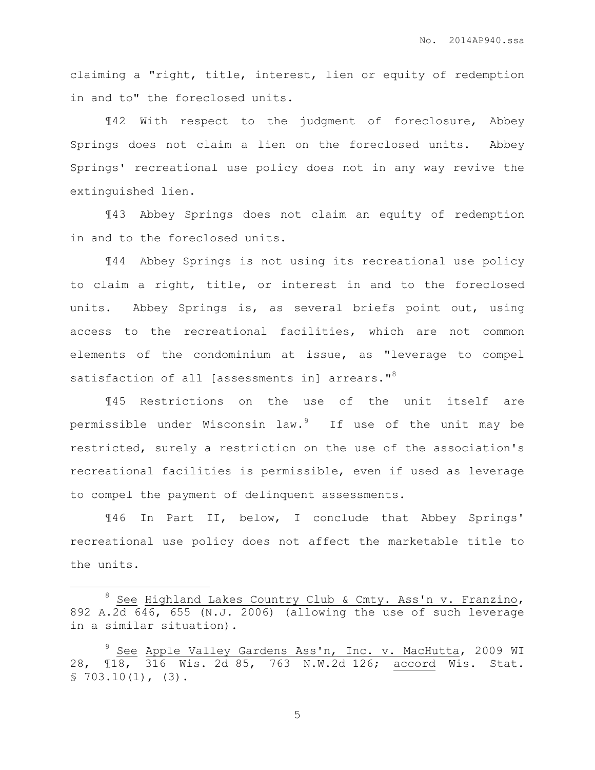claiming a "right, title, interest, lien or equity of redemption in and to" the foreclosed units.

¶42 With respect to the judgment of foreclosure, Abbey Springs does not claim a lien on the foreclosed units. Abbey Springs' recreational use policy does not in any way revive the extinguished lien.

¶43 Abbey Springs does not claim an equity of redemption in and to the foreclosed units.

¶44 Abbey Springs is not using its recreational use policy to claim a right, title, or interest in and to the foreclosed units. Abbey Springs is, as several briefs point out, using access to the recreational facilities, which are not common elements of the condominium at issue, as "leverage to compel satisfaction of all [assessments in] arrears."[8]

¶45 Restrictions on the use of the unit itself are permissible under Wisconsin law.[9] If use of the unit may be restricted, surely a restriction on the use of the association's recreational facilities is permissible, even if used as leverage to compel the payment of delinquent assessments.

¶46 In Part II, below, I conclude that Abbey Springs' recreational use policy does not affect the marketable title to the units.

---

[8] See Highland Lakes Country Club & Cmty. Ass'n v. Franzino, 892 A.2d 646, 655 (N.J. 2006) (allowing the use of such leverage in a similar situation).

[9] See Apple Valley Gardens Ass'n, Inc. v. MacHutta, 2009 WI 28, ¶18, 316 Wis. 2d 85, 763 N.W.2d 126; accord Wis. Stat. § 703.10(1), (3).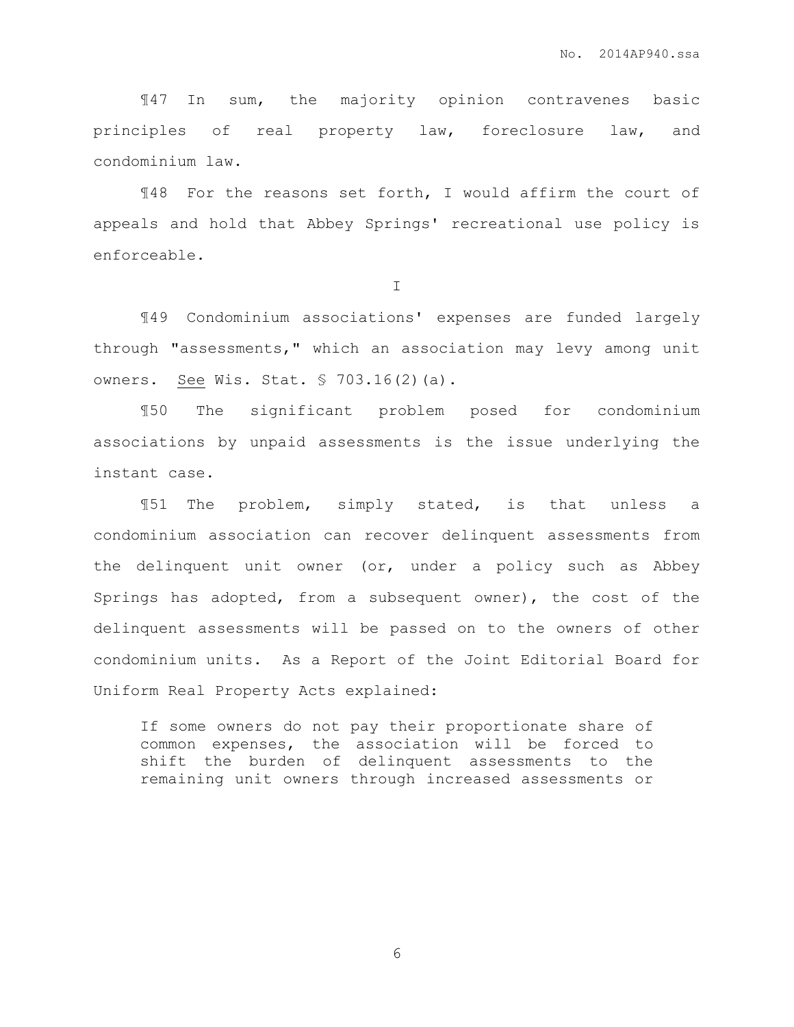¶47 In sum, the majority opinion contravenes basic principles of real property law, foreclosure law, and condominium law.

¶48 For the reasons set forth, I would affirm the court of appeals and hold that Abbey Springs' recreational use policy is enforceable.

## I

¶49 Condominium associations' expenses are funded largely through "assessments," which an association may levy among unit owners. See Wis. Stat. § 703.16(2)(a).

¶50 The significant problem posed for condominium associations by unpaid assessments is the issue underlying the instant case.

¶51 The problem, simply stated, is that unless a condominium association can recover delinquent assessments from the delinquent unit owner (or, under a policy such as Abbey Springs has adopted, from a subsequent owner), the cost of the delinquent assessments will be passed on to the owners of other condominium units. As a Report of the Joint Editorial Board for Uniform Real Property Acts explained:

> If some owners do not pay their proportionate share of common expenses, the association will be forced to shift the burden of delinquent assessments to the remaining unit owners through increased assessments or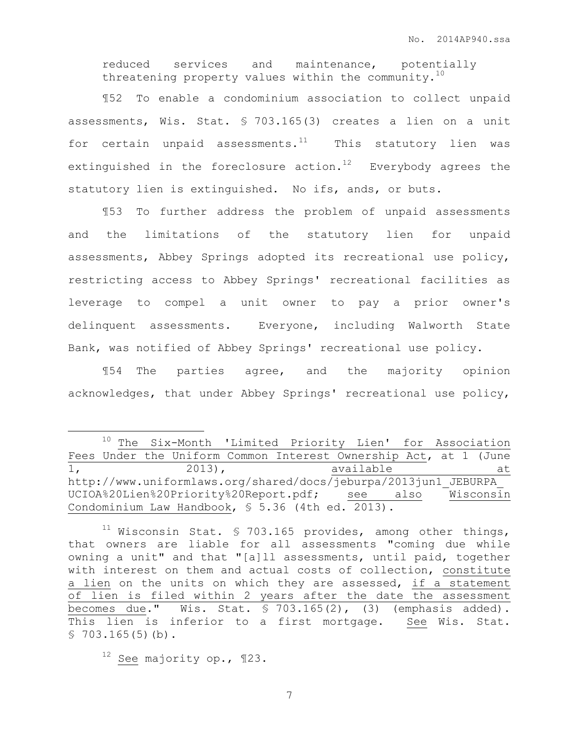reduced services and maintenance, potentially threatening property values within the community.[10]

¶52 To enable a condominium association to collect unpaid assessments, Wis. Stat. § 703.165(3) creates a lien on a unit for certain unpaid assessments.[11] This statutory lien was extinguished in the foreclosure action.[12] Everybody agrees the statutory lien is extinguished. No ifs, ands, or buts.

¶53 To further address the problem of unpaid assessments and the limitations of the statutory lien for unpaid assessments, Abbey Springs adopted its recreational use policy, restricting access to Abbey Springs' recreational facilities as leverage to compel a unit owner to pay a prior owner's delinquent assessments. Everyone, including Walworth State Bank, was notified of Abbey Springs' recreational use policy.

¶54 The parties agree, and the majority opinion acknowledges, that under Abbey Springs' recreational use policy,

---

[10] The Six-Month 'Limited Priority Lien' for Association Fees Under the Uniform Common Interest Ownership Act, at 1 (June 1, 2013), available at http://www.uniformlaws.org/shared/docs/jeburpa/2013jun1_JEBURPA_UCIOA%20Lien%20Priority%20Report.pdf; see also Wisconsin Condominium Law Handbook, § 5.36 (4th ed. 2013).

[11] Wisconsin Stat. § 703.165 provides, among other things, that owners are liable for all assessments "coming due while owning a unit" and that "[a]ll assessments, until paid, together with interest on them and actual costs of collection, constitute a lien on the units on which they are assessed, if a statement of lien is filed within 2 years after the date the assessment becomes due." Wis. Stat. § 703.165(2), (3) (emphasis added). This lien is inferior to a first mortgage. See Wis. Stat. § 703.165(5)(b).

[12] See majority op., ¶23.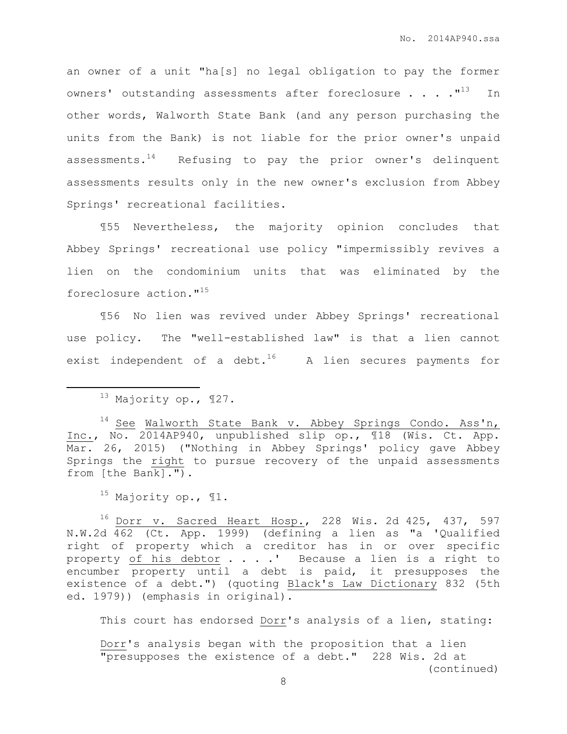an owner of a unit "ha[s] no legal obligation to pay the former owners' outstanding assessments after foreclosure . . . ."[13] In other words, Walworth State Bank (and any person purchasing the units from the Bank) is not liable for the prior owner's unpaid assessments.[14] Refusing to pay the prior owner's delinquent assessments results only in the new owner's exclusion from Abbey Springs' recreational facilities.

¶55 Nevertheless, the majority opinion concludes that Abbey Springs' recreational use policy "impermissibly revives a lien on the condominium units that was eliminated by the foreclosure action."[15]

¶56 No lien was revived under Abbey Springs' recreational use policy. The "well-established law" is that a lien cannot exist independent of a debt.[16] A lien secures payments for

---

[13] Majority op., ¶27.

[14] See Walworth State Bank v. Abbey Springs Condo. Ass'n, Inc., No. 2014AP940, unpublished slip op., ¶18 (Wis. Ct. App. Mar. 26, 2015) ("Nothing in Abbey Springs' policy gave Abbey Springs the right to pursue recovery of the unpaid assessments from [the Bank].").

[15] Majority op., ¶1.

[16] Dorr v. Sacred Heart Hosp., 228 Wis. 2d 425, 437, 597 N.W.2d 462 (Ct. App. 1999) (defining a lien as "a 'Qualified right of property which a creditor has in or over specific property of his debtor . . . .' Because a lien is a right to encumber property until a debt is paid, it presupposes the existence of a debt.") (quoting Black's Law Dictionary 832 (5th ed. 1979)) (emphasis in original).

This court has endorsed Dorr's analysis of a lien, stating:

> Dorr's analysis began with the proposition that a lien "presupposes the existence of a debt." 228 Wis. 2d at

(continued)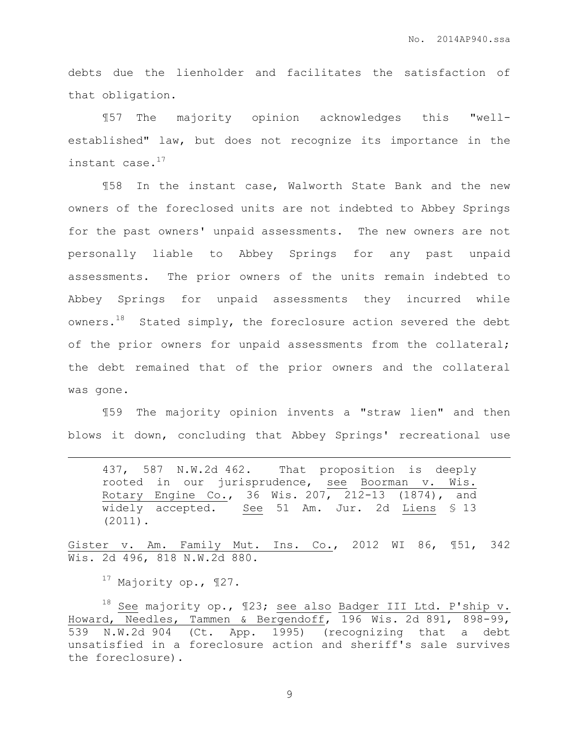debts due the lienholder and facilitates the satisfaction of that obligation.

¶57 The majority opinion acknowledges this "well-established" law, but does not recognize its importance in the instant case.[17]

¶58 In the instant case, Walworth State Bank and the new owners of the foreclosed units are not indebted to Abbey Springs for the past owners' unpaid assessments. The new owners are not personally liable to Abbey Springs for any past unpaid assessments. The prior owners of the units remain indebted to Abbey Springs for unpaid assessments they incurred while owners.[18] Stated simply, the foreclosure action severed the debt of the prior owners for unpaid assessments from the collateral; the debt remained that of the prior owners and the collateral was gone.

¶59 The majority opinion invents a "straw lien" and then blows it down, concluding that Abbey Springs' recreational use

---

> 437, 587 N.W.2d 462. That proposition is deeply rooted in our jurisprudence, see Boorman v. Wis. Rotary Engine Co., 36 Wis. 207, 212-13 (1874), and widely accepted. See 51 Am. Jur. 2d Liens § 13 (2011).

Gister v. Am. Family Mut. Ins. Co., 2012 WI 86, ¶51, 342 Wis. 2d 496, 818 N.W.2d 880.

[17] Majority op., ¶27.

[18] See majority op., ¶23; see also Badger III Ltd. P'ship v. Howard, Needles, Tammen & Bergendoff, 196 Wis. 2d 891, 898-99, 539 N.W.2d 904 (Ct. App. 1995) (recognizing that a debt unsatisfied in a foreclosure action and sheriff's sale survives the foreclosure).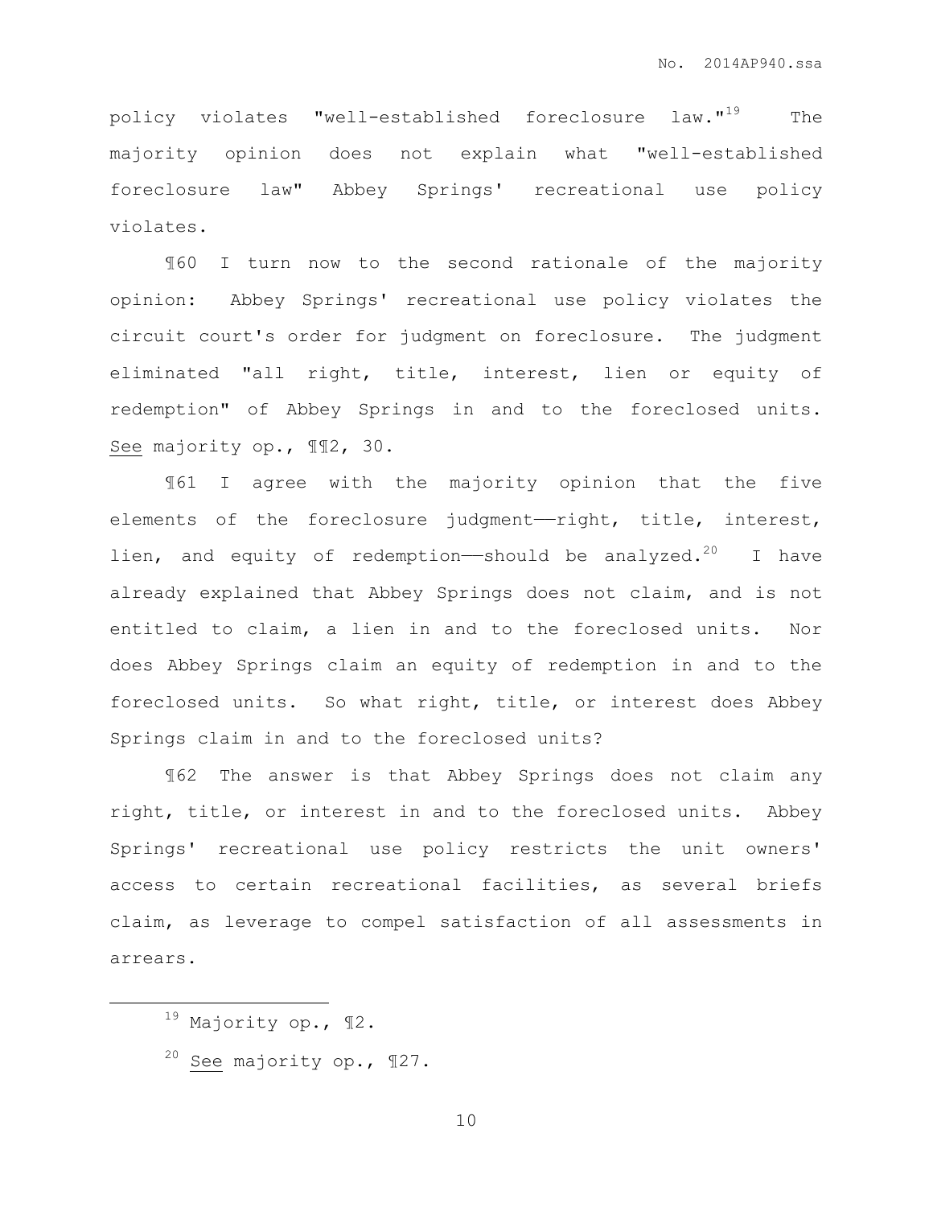policy violates "well-established foreclosure law."[19] The majority opinion does not explain what "well-established foreclosure law" Abbey Springs' recreational use policy violates.

¶60 I turn now to the second rationale of the majority opinion: Abbey Springs' recreational use policy violates the circuit court's order for judgment on foreclosure. The judgment eliminated "all right, title, interest, lien or equity of redemption" of Abbey Springs in and to the foreclosed units. See majority op., ¶¶2, 30.

¶61 I agree with the majority opinion that the five elements of the foreclosure judgment——right, title, interest, lien, and equity of redemption——should be analyzed.[20] I have already explained that Abbey Springs does not claim, and is not entitled to claim, a lien in and to the foreclosed units. Nor does Abbey Springs claim an equity of redemption in and to the foreclosed units. So what right, title, or interest does Abbey Springs claim in and to the foreclosed units?

¶62 The answer is that Abbey Springs does not claim any right, title, or interest in and to the foreclosed units. Abbey Springs' recreational use policy restricts the unit owners' access to certain recreational facilities, as several briefs claim, as leverage to compel satisfaction of all assessments in arrears.

---

[19] Majority op., ¶2.

[20] See majority op., ¶27.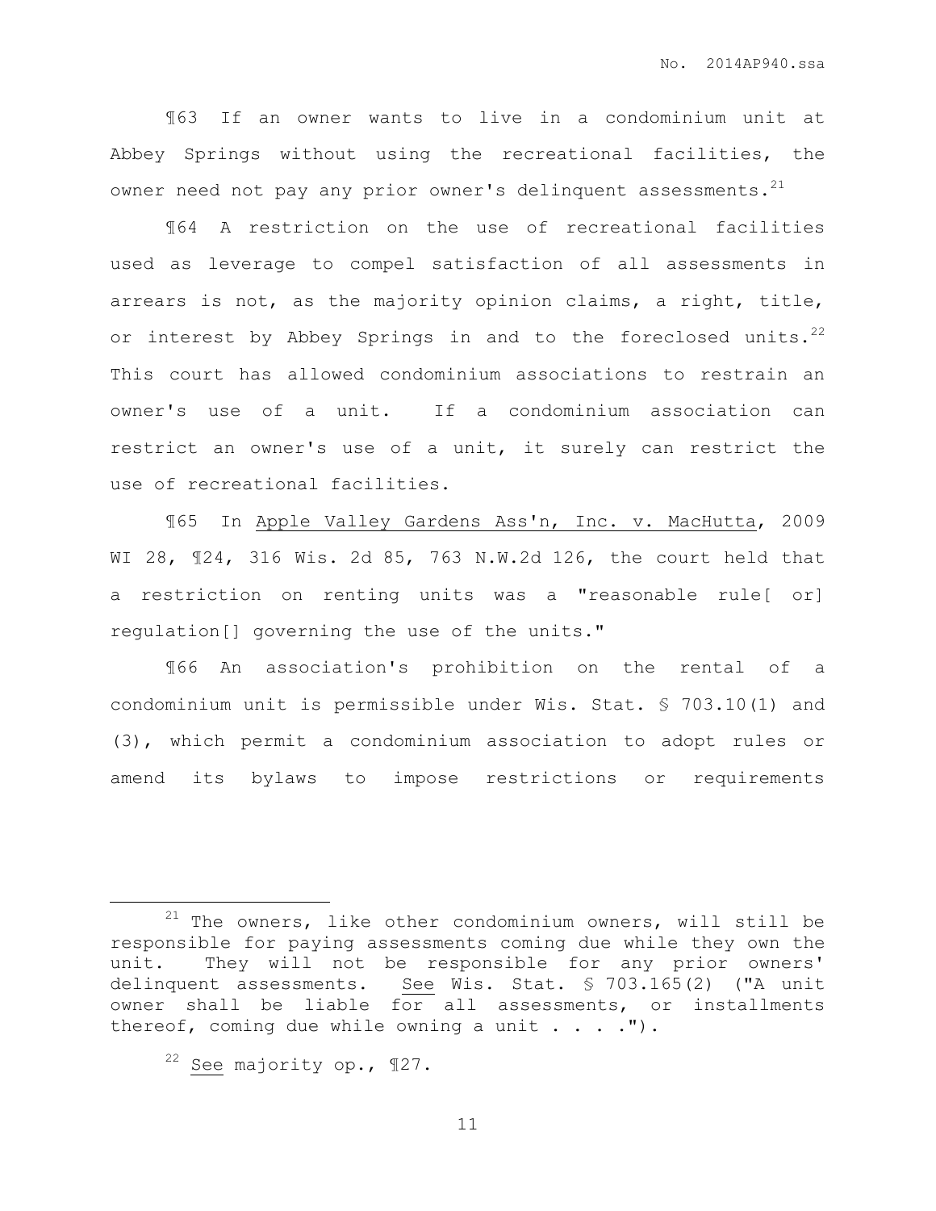¶63 If an owner wants to live in a condominium unit at Abbey Springs without using the recreational facilities, the owner need not pay any prior owner's delinquent assessments.[21]

¶64 A restriction on the use of recreational facilities used as leverage to compel satisfaction of all assessments in arrears is not, as the majority opinion claims, a right, title, or interest by Abbey Springs in and to the foreclosed units.[22] This court has allowed condominium associations to restrain an owner's use of a unit. If a condominium association can restrict an owner's use of a unit, it surely can restrict the use of recreational facilities.

¶65 In Apple Valley Gardens Ass'n, Inc. v. MacHutta, 2009 WI 28, ¶24, 316 Wis. 2d 85, 763 N.W.2d 126, the court held that a restriction on renting units was a "reasonable rule[ or] regulation[] governing the use of the units."

¶66 An association's prohibition on the rental of a condominium unit is permissible under Wis. Stat. § 703.10(1) and (3), which permit a condominium association to adopt rules or amend its bylaws to impose restrictions or requirements

---

[21] The owners, like other condominium owners, will still be responsible for paying assessments coming due while they own the unit. They will not be responsible for any prior owners' delinquent assessments. See Wis. Stat. § 703.165(2) ("A unit owner shall be liable for all assessments, or installments thereof, coming due while owning a unit . . . .").

[22] See majority op., ¶27.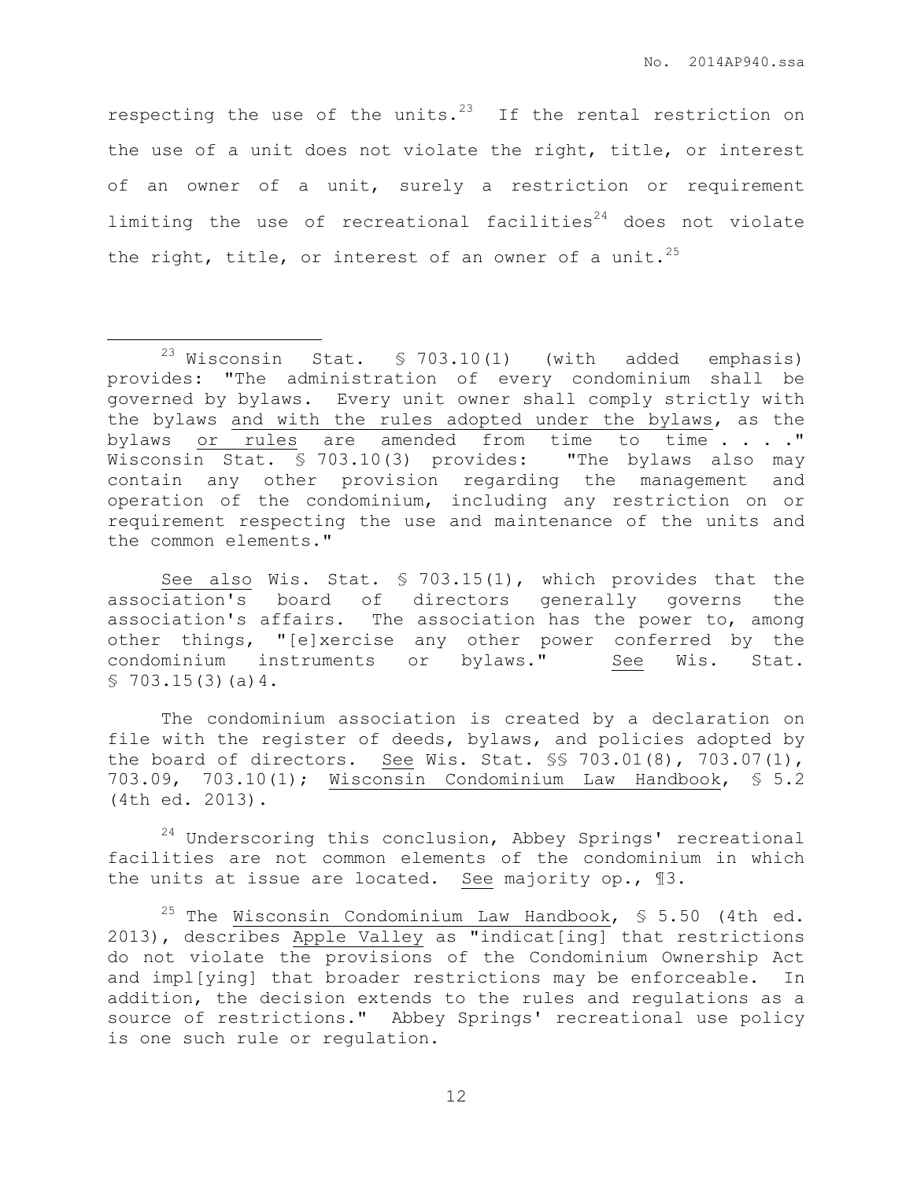respecting the use of the units.[23] If the rental restriction on the use of a unit does not violate the right, title, or interest of an owner of a unit, surely a restriction or requirement limiting the use of recreational facilities[24] does not violate the right, title, or interest of an owner of a unit.[25]

---

[23] Wisconsin Stat. § 703.10(1) (with added emphasis) provides: "The administration of every condominium shall be governed by bylaws. Every unit owner shall comply strictly with the bylaws <u>and with the rules adopted under the bylaws</u>, as the bylaws <u>or rules</u> are amended from time to time . . . ." Wisconsin Stat. § 703.10(3) provides: "The bylaws also may contain any other provision regarding the management and operation of the condominium, including any restriction on or requirement respecting the use and maintenance of the units and the common elements."

<u>See also</u> Wis. Stat. § 703.15(1), which provides that the association's board of directors generally governs the association's affairs. The association has the power to, among other things, "[e]xercise any other power conferred by the condominium instruments or bylaws." <u>See</u> Wis. Stat. § 703.15(3)(a)4.

The condominium association is created by a declaration on file with the register of deeds, bylaws, and policies adopted by the board of directors. <u>See</u> Wis. Stat. §§ 703.01(8), 703.07(1), 703.09, 703.10(1); <u>Wisconsin Condominium Law Handbook</u>, § 5.2 (4th ed. 2013).

[24] Underscoring this conclusion, Abbey Springs' recreational facilities are not common elements of the condominium in which the units at issue are located. <u>See</u> majority op., ¶3.

[25] The <u>Wisconsin Condominium Law Handbook</u>, § 5.50 (4th ed. 2013), describes <u>Apple Valley</u> as "indicat[ing] that restrictions do not violate the provisions of the Condominium Ownership Act and impl[ying] that broader restrictions may be enforceable. In addition, the decision extends to the rules and regulations as a source of restrictions." Abbey Springs' recreational use policy is one such rule or regulation.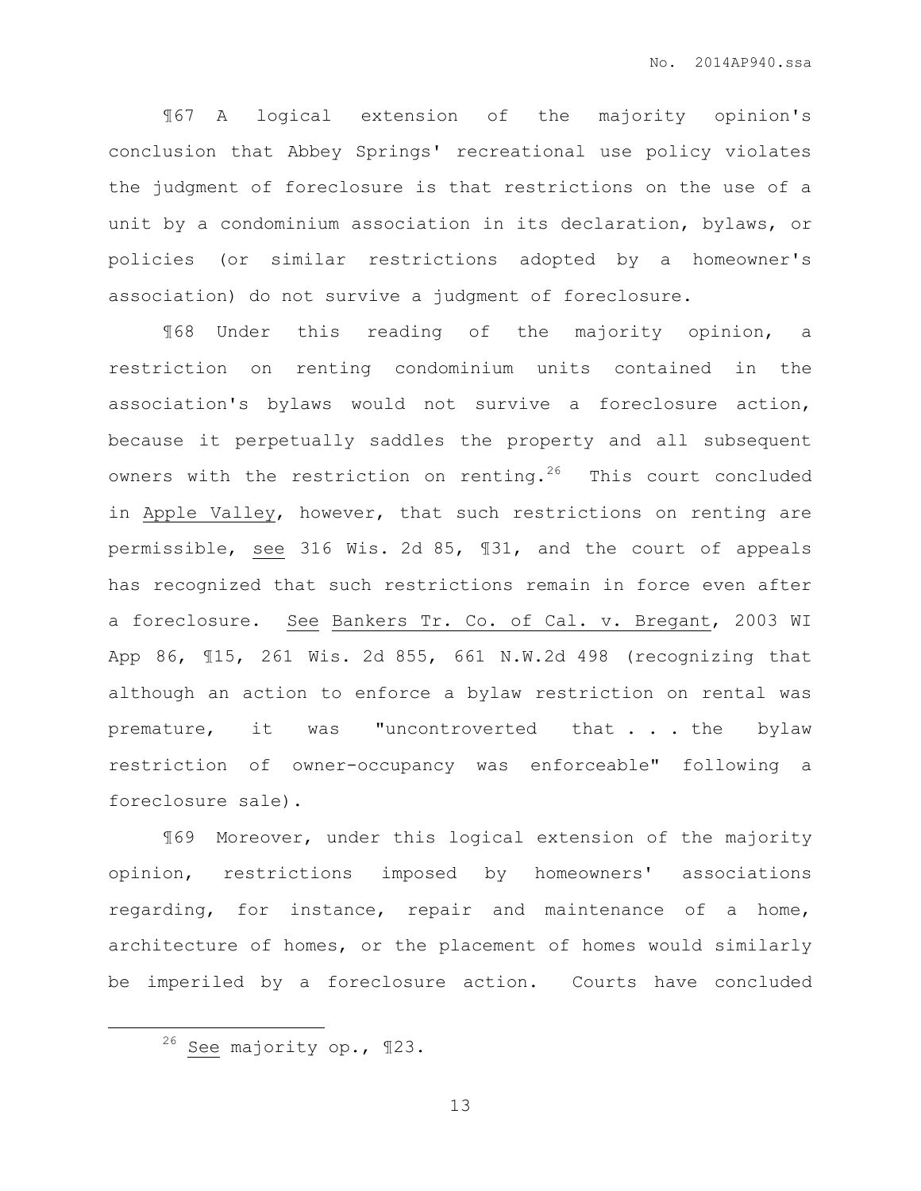¶67 A logical extension of the majority opinion's conclusion that Abbey Springs' recreational use policy violates the judgment of foreclosure is that restrictions on the use of a unit by a condominium association in its declaration, bylaws, or policies (or similar restrictions adopted by a homeowner's association) do not survive a judgment of foreclosure.

¶68 Under this reading of the majority opinion, a restriction on renting condominium units contained in the association's bylaws would not survive a foreclosure action, because it perpetually saddles the property and all subsequent owners with the restriction on renting.[26] This court concluded in Apple Valley, however, that such restrictions on renting are permissible, see 316 Wis. 2d 85, ¶31, and the court of appeals has recognized that such restrictions remain in force even after a foreclosure. See Bankers Tr. Co. of Cal. v. Bregant, 2003 WI App 86, ¶15, 261 Wis. 2d 855, 661 N.W.2d 498 (recognizing that although an action to enforce a bylaw restriction on rental was premature, it was "uncontroverted that . . . the bylaw restriction of owner-occupancy was enforceable" following a foreclosure sale).

¶69 Moreover, under this logical extension of the majority opinion, restrictions imposed by homeowners' associations regarding, for instance, repair and maintenance of a home, architecture of homes, or the placement of homes would similarly be imperiled by a foreclosure action. Courts have concluded

---

[26] See majority op., ¶23.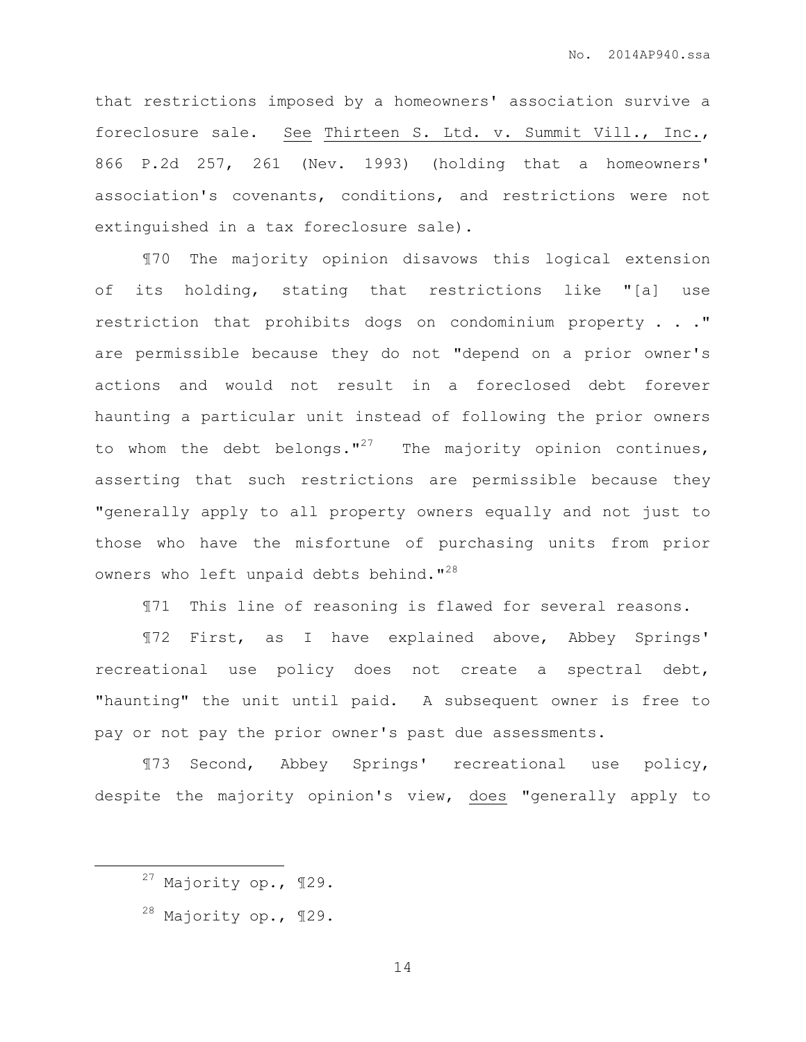that restrictions imposed by a homeowners' association survive a foreclosure sale. See Thirteen S. Ltd. v. Summit Vill., Inc., 866 P.2d 257, 261 (Nev. 1993) (holding that a homeowners' association's covenants, conditions, and restrictions were not extinguished in a tax foreclosure sale).

¶70 The majority opinion disavows this logical extension of its holding, stating that restrictions like "[a] use restriction that prohibits dogs on condominium property . . ." are permissible because they do not "depend on a prior owner's actions and would not result in a foreclosed debt forever haunting a particular unit instead of following the prior owners to whom the debt belongs."[27] The majority opinion continues, asserting that such restrictions are permissible because they "generally apply to all property owners equally and not just to those who have the misfortune of purchasing units from prior owners who left unpaid debts behind."[28]

¶71 This line of reasoning is flawed for several reasons.

¶72 First, as I have explained above, Abbey Springs' recreational use policy does not create a spectral debt, "haunting" the unit until paid. A subsequent owner is free to pay or not pay the prior owner's past due assessments.

¶73 Second, Abbey Springs' recreational use policy, despite the majority opinion's view, does "generally apply to

---

[27] Majority op., ¶29.

[28] Majority op., ¶29.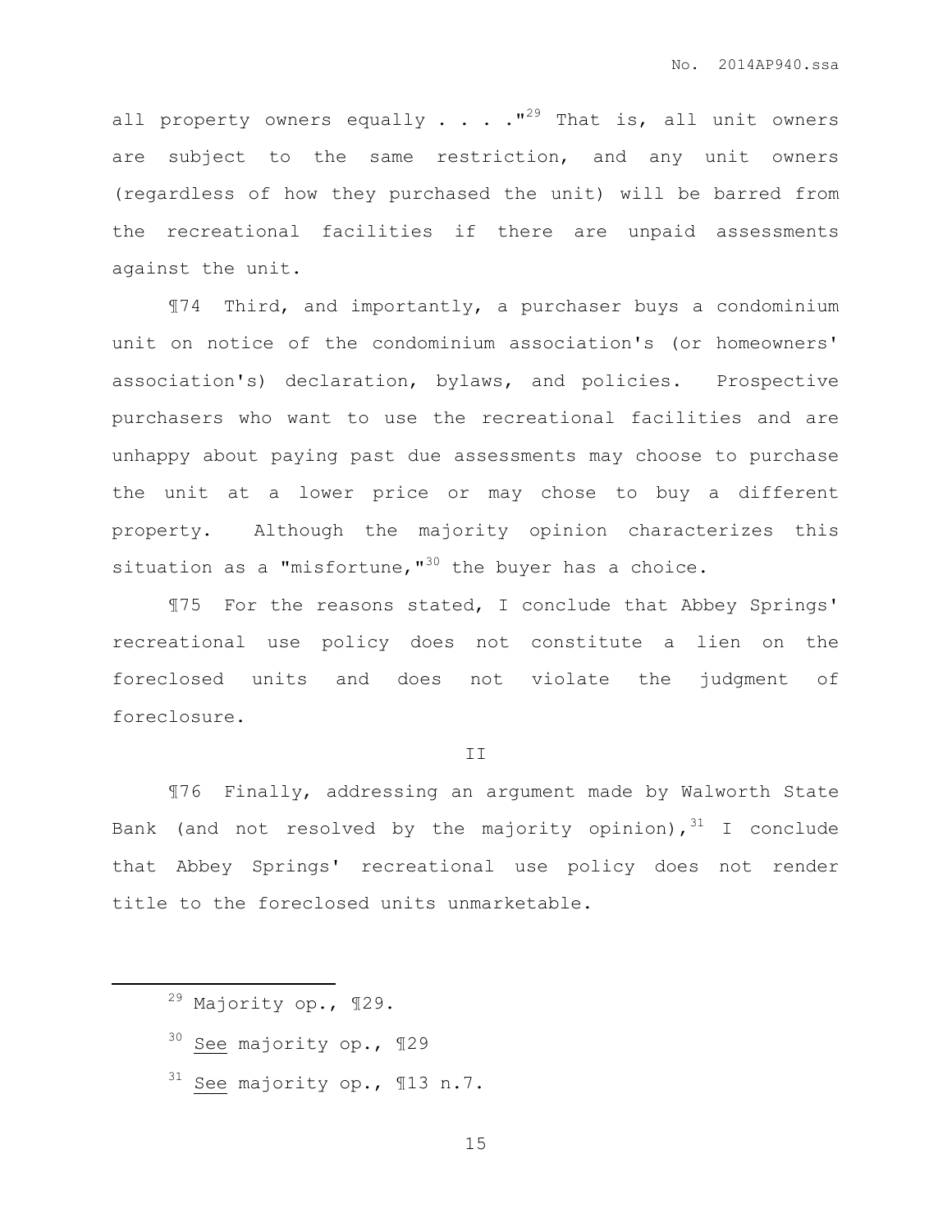all property owners equally . . . ."[29] That is, all unit owners are subject to the same restriction, and any unit owners (regardless of how they purchased the unit) will be barred from the recreational facilities if there are unpaid assessments against the unit.

¶74 Third, and importantly, a purchaser buys a condominium unit on notice of the condominium association's (or homeowners' association's) declaration, bylaws, and policies. Prospective purchasers who want to use the recreational facilities and are unhappy about paying past due assessments may choose to purchase the unit at a lower price or may chose to buy a different property. Although the majority opinion characterizes this situation as a "misfortune,"[30] the buyer has a choice.

¶75 For the reasons stated, I conclude that Abbey Springs' recreational use policy does not constitute a lien on the foreclosed units and does not violate the judgment of foreclosure.

II

¶76 Finally, addressing an argument made by Walworth State Bank (and not resolved by the majority opinion),[31] I conclude that Abbey Springs' recreational use policy does not render title to the foreclosed units unmarketable.

---

[29] Majority op., ¶29.

[30] See majority op., ¶29

[31] See majority op., ¶13 n.7.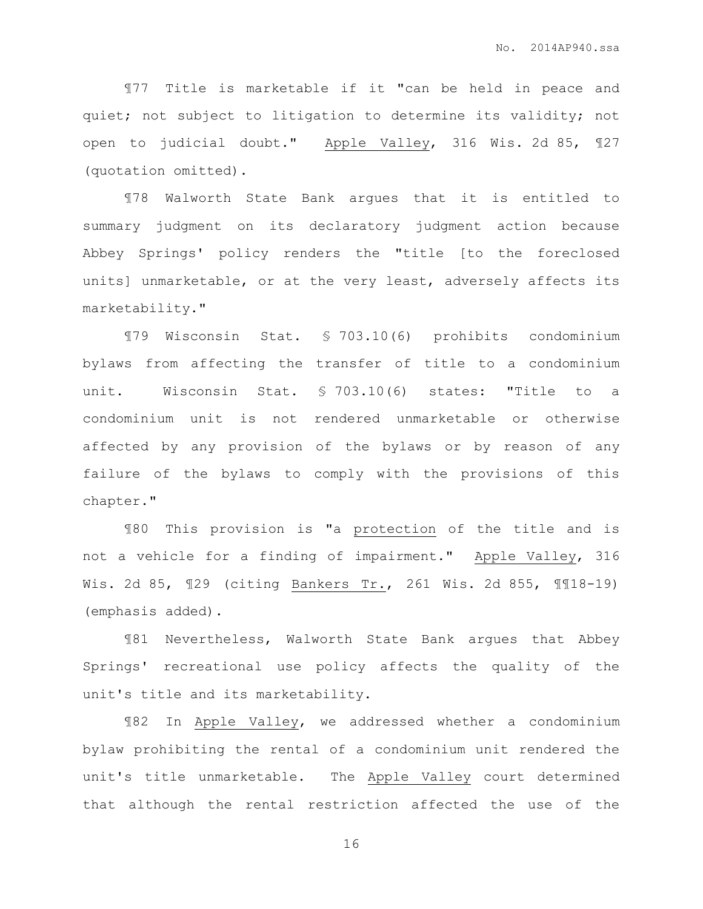¶77 Title is marketable if it "can be held in peace and quiet; not subject to litigation to determine its validity; not open to judicial doubt." Apple Valley, 316 Wis. 2d 85, ¶27 (quotation omitted).

¶78 Walworth State Bank argues that it is entitled to summary judgment on its declaratory judgment action because Abbey Springs' policy renders the "title [to the foreclosed units] unmarketable, or at the very least, adversely affects its marketability."

¶79 Wisconsin Stat. § 703.10(6) prohibits condominium bylaws from affecting the transfer of title to a condominium unit. Wisconsin Stat. § 703.10(6) states: "Title to a condominium unit is not rendered unmarketable or otherwise affected by any provision of the bylaws or by reason of any failure of the bylaws to comply with the provisions of this chapter."

¶80 This provision is "a <u>protection</u> of the title and is not a vehicle for a finding of impairment." Apple Valley, 316 Wis. 2d 85, ¶29 (citing Bankers Tr., 261 Wis. 2d 855, ¶¶18-19) (emphasis added).

¶81 Nevertheless, Walworth State Bank argues that Abbey Springs' recreational use policy affects the quality of the unit's title and its marketability.

¶82 In Apple Valley, we addressed whether a condominium bylaw prohibiting the rental of a condominium unit rendered the unit's title unmarketable. The Apple Valley court determined that although the rental restriction affected the use of the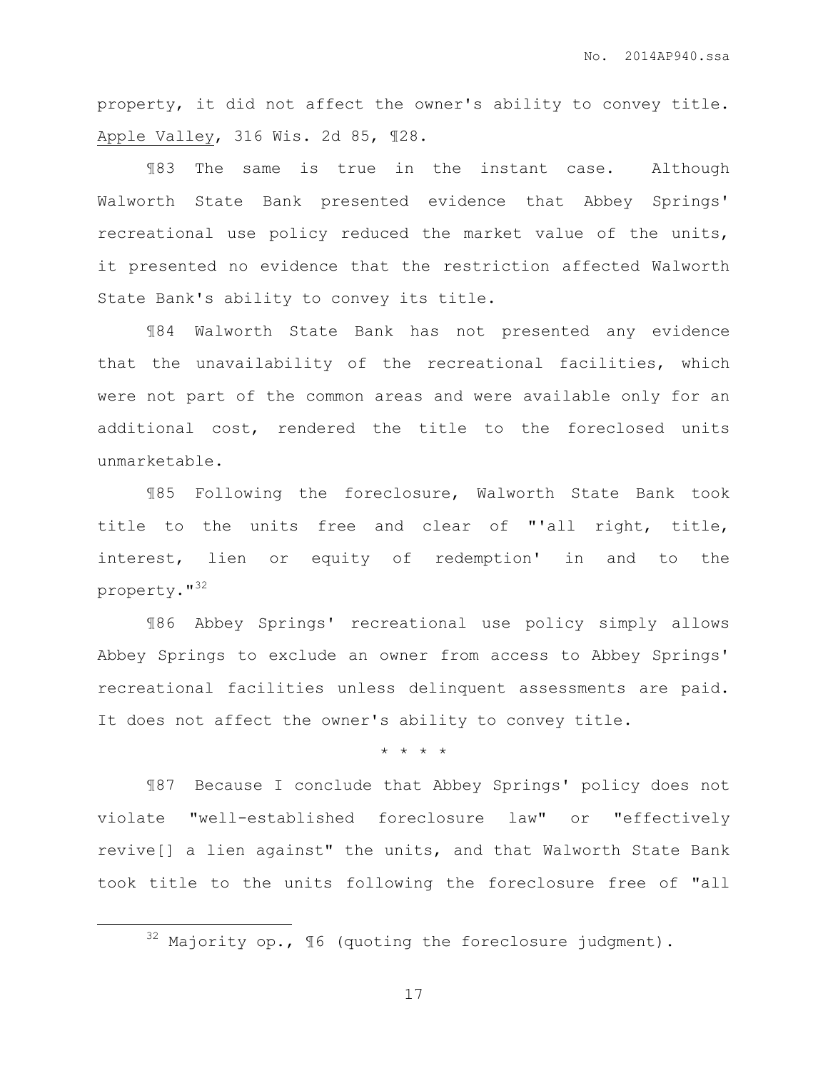property, it did not affect the owner's ability to convey title. Apple Valley, 316 Wis. 2d 85, ¶28.

¶83 The same is true in the instant case. Although Walworth State Bank presented evidence that Abbey Springs' recreational use policy reduced the market value of the units, it presented no evidence that the restriction affected Walworth State Bank's ability to convey its title.

¶84 Walworth State Bank has not presented any evidence that the unavailability of the recreational facilities, which were not part of the common areas and were available only for an additional cost, rendered the title to the foreclosed units unmarketable.

¶85 Following the foreclosure, Walworth State Bank took title to the units free and clear of "'all right, title, interest, lien or equity of redemption' in and to the property."[32]

¶86 Abbey Springs' recreational use policy simply allows Abbey Springs to exclude an owner from access to Abbey Springs' recreational facilities unless delinquent assessments are paid. It does not affect the owner's ability to convey title.

* * * *

¶87 Because I conclude that Abbey Springs' policy does not violate "well-established foreclosure law" or "effectively revive[] a lien against" the units, and that Walworth State Bank took title to the units following the foreclosure free of "all

[32] Majority op., ¶6 (quoting the foreclosure judgment).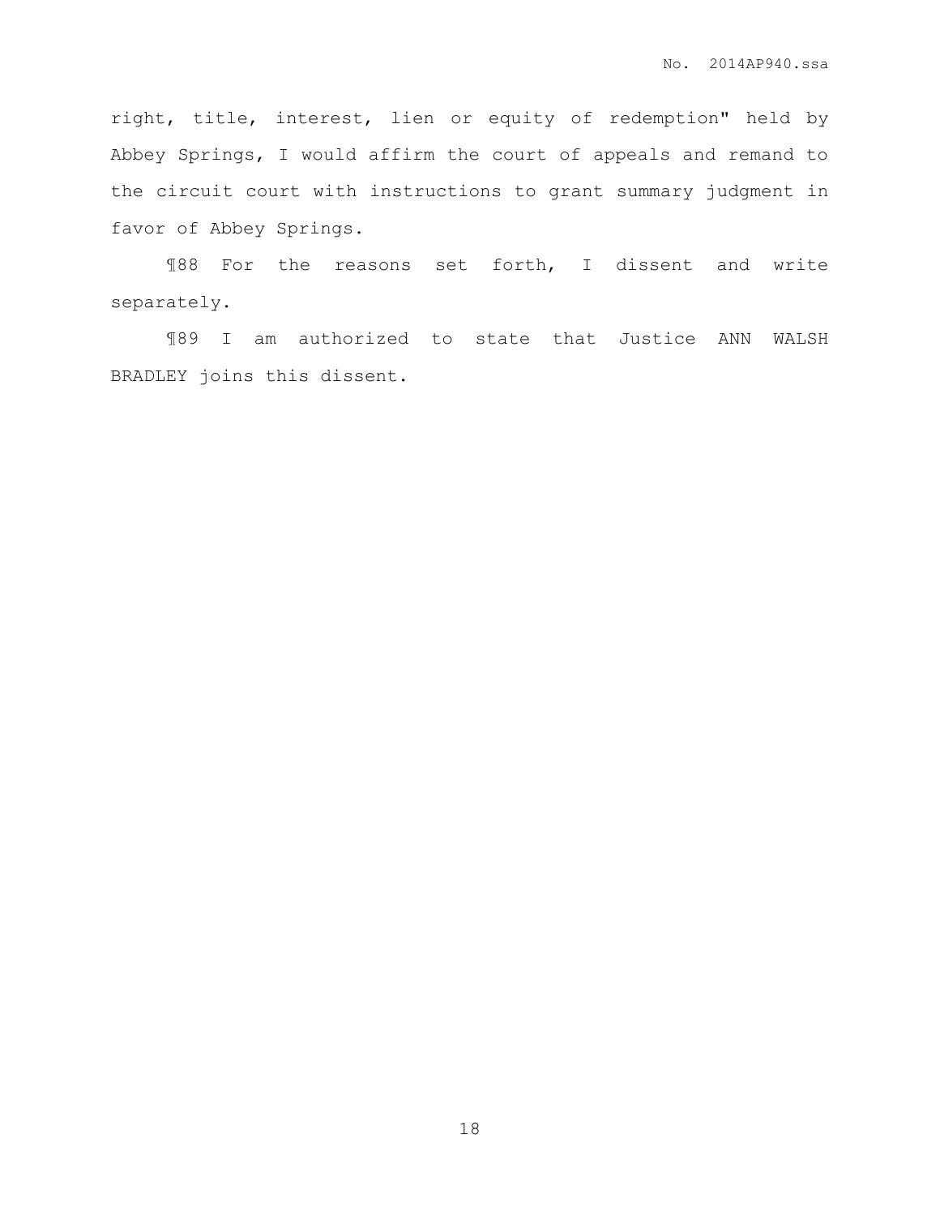right, title, interest, lien or equity of redemption" held by Abbey Springs, I would affirm the court of appeals and remand to the circuit court with instructions to grant summary judgment in favor of Abbey Springs.

¶88 For the reasons set forth, I dissent and write separately.

¶89 I am authorized to state that Justice ANN WALSH BRADLEY joins this dissent.